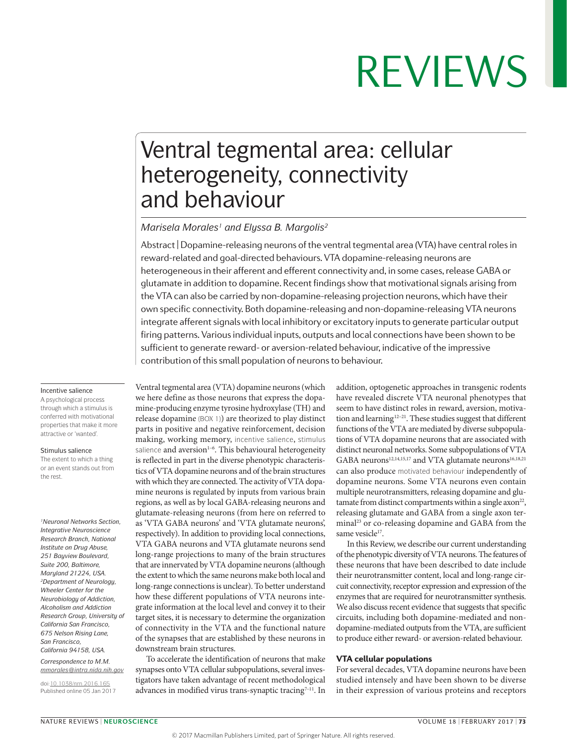# Ventral tegmental area: cellular heterogeneity, connectivity and behaviour

*Marisela Morales[1] and Elyssa B. Margolis[2]*

Abstract | Dopamine-releasing neurons of the ventral tegmental area (VTA) have central roles in reward-related and goal-directed behaviours. VTA dopamine-releasing neurons are heterogeneous in their afferent and efferent connectivity and, in some cases, release GABA or glutamate in addition to dopamine. Recent findings show that motivational signals arising from the VTA can also be carried by non-dopamine-releasing projection neurons, which have their own specific connectivity. Both dopamine-releasing and non-dopamine-releasing VTA neurons integrate afferent signals with local inhibitory or excitatory inputs to generate particular output firing patterns. Various individual inputs, outputs and local connections have been shown to be sufficient to generate reward- or aversion-related behaviour, indicative of the impressive contribution of this small population of neurons to behaviour.

Incentive salience
A psychological process through which a stimulus is conferred with motivational properties that make it more attractive or 'wanted'.

Stimulus salience
The extent to which a thing or an event stands out from the rest.

[1]*Neuronal Networks Section, Integrative Neuroscience Research Branch, National Institute on Drug Abuse, 251 Bayview Boulevard, Suite 200, Baltimore, Maryland 21224, USA.*
[2]*Department of Neurology, Wheeler Center for the Neurobiology of Addiction, Alcoholism and Addiction Research Group, University of California San Francisco, 675 Nelson Rising Lane, San Francisco, California 94158, USA.*

*Correspondence to M.M. mmorales@intra.nida.nih.gov*

doi:10.1038/nrn.2016.165
Published online 05 Jan 2017

Ventral tegmental area (VTA) dopamine neurons (which we here define as those neurons that express the dopamine-producing enzyme tyrosine hydroxylase (TH) and release dopamine (BOX 1)) are theorized to play distinct parts in positive and negative reinforcement, decision making, working memory, incentive salience, stimulus salience and aversion[1–6]. This behavioural heterogeneity is reflected in part in the diverse phenotypic characteristics of VTA dopamine neurons and of the brain structures with which they are connected. The activity of VTA dopamine neurons is regulated by inputs from various brain regions, as well as by local GABA-releasing neurons and glutamate-releasing neurons (from here on referred to as 'VTA GABA neurons' and 'VTA glutamate neurons', respectively). In addition to providing local connections, VTA GABA neurons and VTA glutamate neurons send long-range projections to many of the brain structures that are innervated by VTA dopamine neurons (although the extent to which the same neurons make both local and long-range connections is unclear). To better understand how these different populations of VTA neurons integrate information at the local level and convey it to their target sites, it is necessary to determine the organization of connectivity in the VTA and the functional nature of the synapses that are established by these neurons in downstream brain structures.

To accelerate the identification of neurons that make synapses onto VTA cellular subpopulations, several investigators have taken advantage of recent methodological advances in modified virus trans-synaptic tracing[7–11]. In addition, optogenetic approaches in transgenic rodents have revealed discrete VTA neuronal phenotypes that seem to have distinct roles in reward, aversion, motivation and learning[12–21]. These studies suggest that different functions of the VTA are mediated by diverse subpopulations of VTA dopamine neurons that are associated with distinct neuronal networks. Some subpopulations of VTA GABA neurons[12,14,15,17] and VTA glutamate neurons[16,18,21] can also produce motivated behaviour independently of dopamine neurons. Some VTA neurons even contain multiple neurotransmitters, releasing dopamine and glutamate from distinct compartments within a single axon[22], releasing glutamate and GABA from a single axon terminal[23] or co-releasing dopamine and GABA from the same vesicle[17].

In this Review, we describe our current understanding of the phenotypic diversity of VTA neurons. The features of these neurons that have been described to date include their neurotransmitter content, local and long-range circuit connectivity, receptor expression and expression of the enzymes that are required for neurotransmitter synthesis. We also discuss recent evidence that suggests that specific circuits, including both dopamine-mediated and non-dopamine-mediated outputs from the VTA, are sufficient to produce either reward- or aversion-related behaviour.

## VTA cellular populations

For several decades, VTA dopamine neurons have been studied intensely and have been shown to be diverse in their expression of various proteins and receptors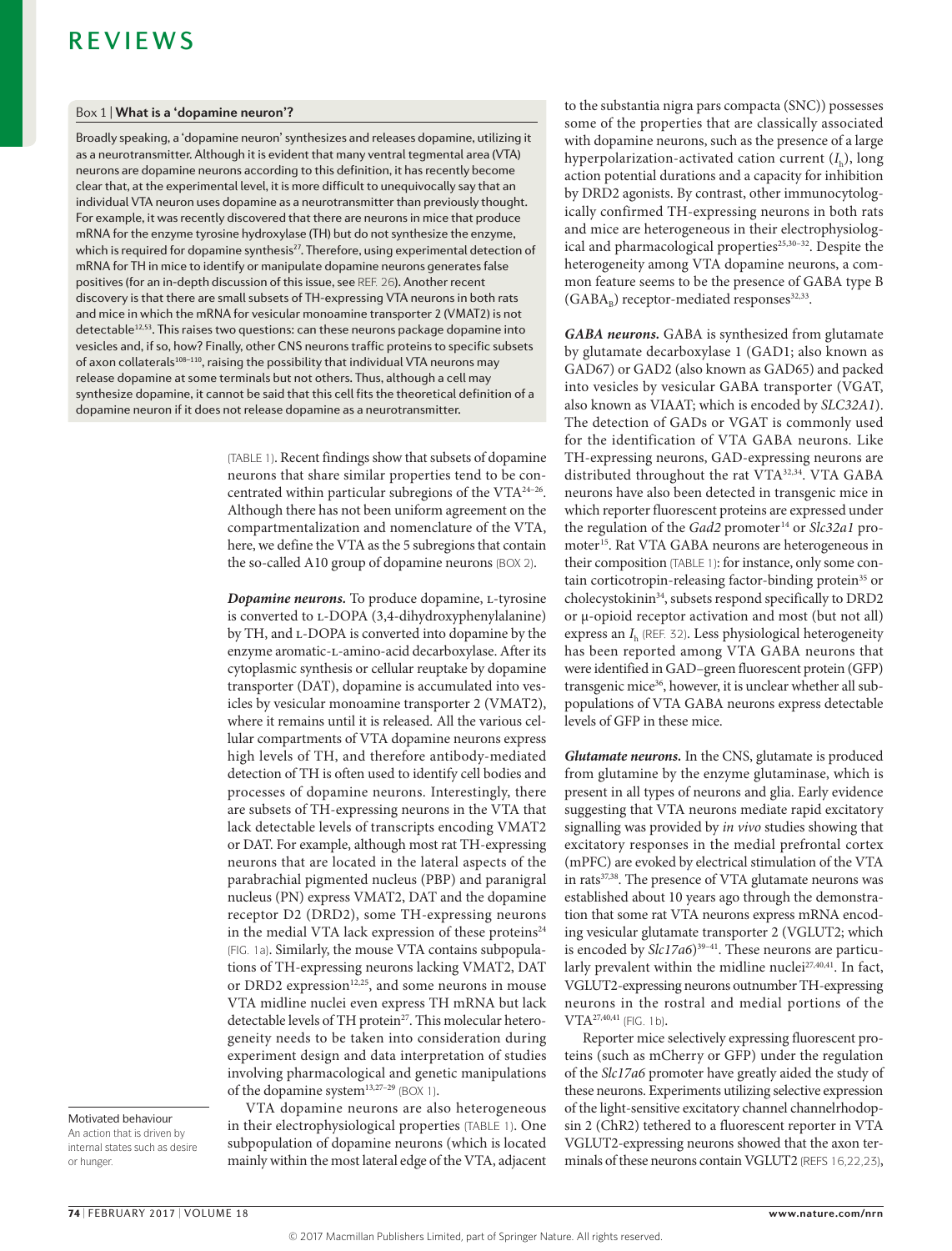## Box 1 | What is a 'dopamine neuron'?

Broadly speaking, a 'dopamine neuron' synthesizes and releases dopamine, utilizing it as a neurotransmitter. Although it is evident that many ventral tegmental area (VTA) neurons are dopamine neurons according to this definition, it has recently become clear that, at the experimental level, it is more difficult to unequivocally say that an individual VTA neuron uses dopamine as a neurotransmitter than previously thought. For example, it was recently discovered that there are neurons in mice that produce mRNA for the enzyme tyrosine hydroxylase (TH) but do not synthesize the enzyme, which is required for dopamine synthesis[27]. Therefore, using experimental detection of mRNA for TH in mice to identify or manipulate dopamine neurons generates false positives (for an in-depth discussion of this issue, see REF. 26). Another recent discovery is that there are small subsets of TH-expressing VTA neurons in both rats and mice in which the mRNA for vesicular monoamine transporter 2 (VMAT2) is not detectable[12,53]. This raises two questions: can these neurons package dopamine into vesicles and, if so, how? Finally, other CNS neurons traffic proteins to specific subsets of axon collaterals[108–110], raising the possibility that individual VTA neurons may release dopamine at some terminals but not others. Thus, although a cell may synthesize dopamine, it cannot be said that this cell fits the theoretical definition of a dopamine neuron if it does not release dopamine as a neurotransmitter.

(TABLE 1). Recent findings show that subsets of dopamine neurons that share similar properties tend to be concentrated within particular subregions of the VTA[24–26]. Although there has not been uniform agreement on the compartmentalization and nomenclature of the VTA, here, we define the VTA as the 5 subregions that contain the so-called A10 group of dopamine neurons (BOX 2).

***Dopamine neurons.*** To produce dopamine, L-tyrosine is converted to L-DOPA (3,4-dihydroxyphenylalanine) by TH, and L-DOPA is converted into dopamine by the enzyme aromatic-L-amino-acid decarboxylase. After its cytoplasmic synthesis or cellular reuptake by dopamine transporter (DAT), dopamine is accumulated into vesicles by vesicular monoamine transporter 2 (VMAT2), where it remains until it is released. All the various cellular compartments of VTA dopamine neurons express high levels of TH, and therefore antibody-mediated detection of TH is often used to identify cell bodies and processes of dopamine neurons. Interestingly, there are subsets of TH-expressing neurons in the VTA that lack detectable levels of transcripts encoding VMAT2 or DAT. For example, although most rat TH-expressing neurons that are located in the lateral aspects of the parabrachial pigmented nucleus (PBP) and paranigral nucleus (PN) express VMAT2, DAT and the dopamine receptor D2 (DRD2), some TH-expressing neurons in the medial VTA lack expression of these proteins[24] (FIG. 1a). Similarly, the mouse VTA contains subpopulations of TH-expressing neurons lacking VMAT2, DAT or DRD2 expression[12,25], and some neurons in mouse VTA midline nuclei even express TH mRNA but lack detectable levels of TH protein[27]. This molecular heterogeneity needs to be taken into consideration during experiment design and data interpretation of studies involving pharmacological and genetic manipulations of the dopamine system[13,27–29] (BOX 1).

VTA dopamine neurons are also heterogeneous in their electrophysiological properties (TABLE 1). One subpopulation of dopamine neurons (which is located mainly within the most lateral edge of the VTA, adjacent to the substantia nigra pars compacta (SNC)) possesses some of the properties that are classically associated with dopamine neurons, such as the presence of a large hyperpolarization-activated cation current ($I_h$), long action potential durations and a capacity for inhibition by DRD2 agonists. By contrast, other immunocytologically confirmed TH-expressing neurons in both rats and mice are heterogeneous in their electrophysiological and pharmacological properties[25,30–32]. Despite the heterogeneity among VTA dopamine neurons, a common feature seems to be the presence of GABA type B ($GABA_B$) receptor-mediated responses[32,33].

***GABA neurons.*** GABA is synthesized from glutamate by glutamate decarboxylase 1 (GAD1; also known as GAD67) or GAD2 (also known as GAD65) and packed into vesicles by vesicular GABA transporter (VGAT, also known as VIAAT; which is encoded by *SLC32A1*). The detection of GADs or VGAT is commonly used for the identification of VTA GABA neurons. Like TH-expressing neurons, GAD-expressing neurons are distributed throughout the rat VTA[32,34]. VTA GABA neurons have also been detected in transgenic mice in which reporter fluorescent proteins are expressed under the regulation of the *Gad2* promoter[14] or *Slc32a1* promoter[15]. Rat VTA GABA neurons are heterogeneous in their composition (TABLE 1): for instance, only some contain corticotropin-releasing factor-binding protein[35] or cholecystokinin[34], subsets respond specifically to DRD2 or μ-opioid receptor activation and most (but not all) express an $I_h$ (REF. 32). Less physiological heterogeneity has been reported among VTA GABA neurons that were identified in GAD–green fluorescent protein (GFP) transgenic mice[36], however, it is unclear whether all subpopulations of VTA GABA neurons express detectable levels of GFP in these mice.

***Glutamate neurons.*** In the CNS, glutamate is produced from glutamine by the enzyme glutaminase, which is present in all types of neurons and glia. Early evidence suggesting that VTA neurons mediate rapid excitatory signalling was provided by *in vivo* studies showing that excitatory responses in the medial prefrontal cortex (mPFC) are evoked by electrical stimulation of the VTA in rats[37,38]. The presence of VTA glutamate neurons was established about 10 years ago through the demonstration that some rat VTA neurons express mRNA encoding vesicular glutamate transporter 2 (VGLUT2; which is encoded by *Slc17a6*)[39–41]. These neurons are particularly prevalent within the midline nuclei[27,40,41]. In fact, VGLUT2-expressing neurons outnumber TH-expressing neurons in the rostral and medial portions of the VTA[27,40,41] (FIG. 1b).

Reporter mice selectively expressing fluorescent proteins (such as mCherry or GFP) under the regulation of the *Slc17a6* promoter have greatly aided the study of these neurons. Experiments utilizing selective expression of the light-sensitive excitatory channel channelrhodopsin 2 (ChR2) tethered to a fluorescent reporter in VTA VGLUT2-expressing neurons showed that the axon terminals of these neurons contain VGLUT2 (REFS 16,22,23),

**Motivated behaviour**
An action that is driven by internal states such as desire or hunger.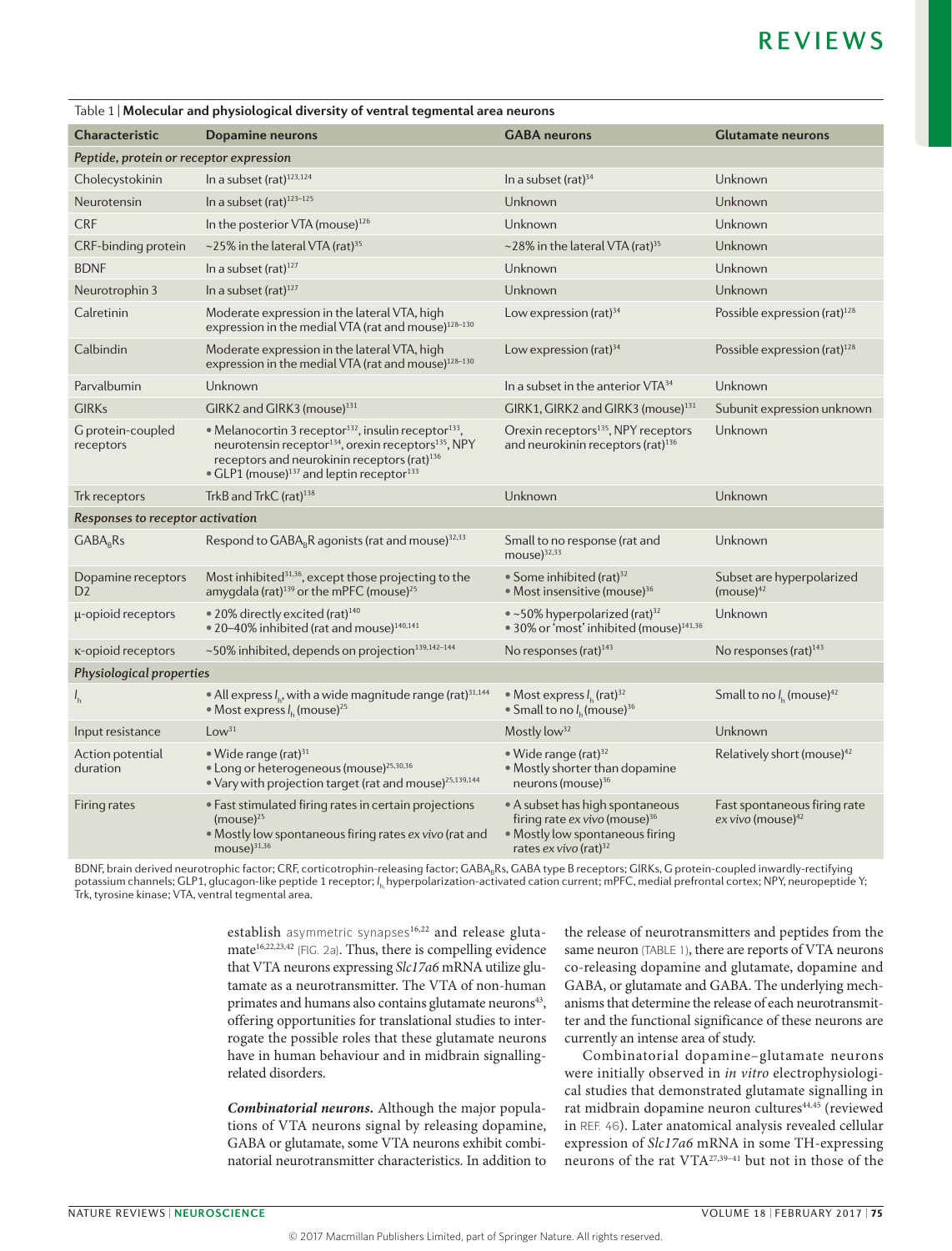Table 1 | **Molecular and physiological diversity of ventral tegmental area neurons**

| Characteristic | Dopamine neurons | GABA neurons | Glutamate neurons |
|---|---|---|---|
| ***Peptide, protein or receptor expression*** | | | |
| Cholecystokinin | In a subset (rat)[123,124] | In a subset (rat)[34] | Unknown |
| Neurotensin | In a subset (rat)[123–125] | Unknown | Unknown |
| CRF | In the posterior VTA (mouse)[126] | Unknown | Unknown |
| CRF-binding protein | ~25% in the lateral VTA (rat)[35] | ~28% in the lateral VTA (rat)[35] | Unknown |
| BDNF | In a subset (rat)[127] | Unknown | Unknown |
| Neurotrophin 3 | In a subset (rat)[127] | Unknown | Unknown |
| Calretinin | Moderate expression in the lateral VTA, high expression in the medial VTA (rat and mouse)[128–130] | Low expression (rat)[34] | Possible expression (rat)[128] |
| Calbindin | Moderate expression in the lateral VTA, high expression in the medial VTA (rat and mouse)[128–130] | Low expression (rat)[34] | Possible expression (rat)[128] |
| Parvalbumin | Unknown | In a subset in the anterior VTA[34] | Unknown |
| GIRKs | GIRK2 and GIRK3 (mouse)[131] | GIRK1, GIRK2 and GIRK3 (mouse)[131] | Subunit expression unknown |
| G protein-coupled receptors | • Melanocortin 3 receptor[132], insulin receptor[133], neurotensin receptor[134], orexin receptors[135], NPY receptors and neurokinin receptors (rat)[136] • GLP1 (mouse)[137] and leptin receptor[133] | Orexin receptors[135], NPY receptors and neurokinin receptors (rat)[136] | Unknown |
| Trk receptors | TrkB and TrkC (rat)[138] | Unknown | Unknown |
| ***Responses to receptor activation*** | | | |
| $GABA_BRs$ | Respond to $GABA_BR$ agonists (rat and mouse)[32,33] | Small to no response (rat and mouse)[32,33] | Unknown |
| Dopamine receptors D2 | Most inhibited[31,36], except those projecting to the amygdala (rat)[139] or the mPFC (mouse)[25] | • Some inhibited (rat)[32] • Most insensitive (mouse)[36] | Subset are hyperpolarized (mouse)[42] |
| μ-opioid receptors | • 20% directly excited (rat)[140] • 20–40% inhibited (rat and mouse)[140,141] | • ~50% hyperpolarized (rat)[32] • 30% or 'most' inhibited (mouse)[141,36] | Unknown |
| κ-opioid receptors | ~50% inhibited, depends on projection[139,142–144] | No responses (rat)[143] | No responses (rat)[143] |
| ***Physiological properties*** | | | |
| $I_h$ | • All express $I_h$, with a wide magnitude range (rat)[31,144] • Most express $I_h$ (mouse)[25] | • Most express $I_h$ (rat)[32] • Small to no $I_h$ (mouse)[36] | Small to no $I_h$ (mouse)[42] |
| Input resistance | Low[31] | Mostly low[32] | Unknown |
| Action potential duration | • Wide range (rat)[31] • Long or heterogeneous (mouse)[25,30,36] • Vary with projection target (rat and mouse)[25,139,144] | • Wide range (rat)[32] • Mostly shorter than dopamine neurons (mouse)[36] | Relatively short (mouse)[42] |
| Firing rates | • Fast stimulated firing rates in certain projections (mouse)[25] • Mostly low spontaneous firing rates *ex vivo* (rat and mouse)[31,36] | • A subset has high spontaneous firing rate *ex vivo* (mouse)[36] • Mostly low spontaneous firing rates *ex vivo* (rat)[32] | Fast spontaneous firing rate *ex vivo* (mouse)[42] |

BDNF, brain derived neurotrophic factor; CRF, corticotrophin-releasing factor; $GABA_BRs$, GABA type B receptors; GIRKs, G protein-coupled inwardly-rectifying potassium channels; GLP1, glucagon-like peptide 1 receptor; $I_h$, hyperpolarization-activated cation current; mPFC, medial prefrontal cortex; NPY, neuropeptide Y; Trk, tyrosine kinase; VTA, ventral tegmental area.

establish asymmetric synapses[16,22] and release glutamate[16,22,23,42] (FIG. 2a). Thus, there is compelling evidence that VTA neurons expressing *Slc17a6* mRNA utilize glutamate as a neurotransmitter. The VTA of non-human primates and humans also contains glutamate neurons[43], offering opportunities for translational studies to interrogate the possible roles that these glutamate neurons have in human behaviour and in midbrain signalling-related disorders.

***Combinatorial neurons.*** Although the major populations of VTA neurons signal by releasing dopamine, GABA or glutamate, some VTA neurons exhibit combinatorial neurotransmitter characteristics. In addition to the release of neurotransmitters and peptides from the same neuron (TABLE 1), there are reports of VTA neurons co-releasing dopamine and glutamate, dopamine and GABA, or glutamate and GABA. The underlying mechanisms that determine the release of each neurotransmitter and the functional significance of these neurons are currently an intense area of study.

Combinatorial dopamine–glutamate neurons were initially observed in *in vitro* electrophysiological studies that demonstrated glutamate signalling in rat midbrain dopamine neuron cultures[44,45] (reviewed in REF. 46). Later anatomical analysis revealed cellular expression of *Slc17a6* mRNA in some TH-expressing neurons of the rat VTA[27,39–41] but not in those of the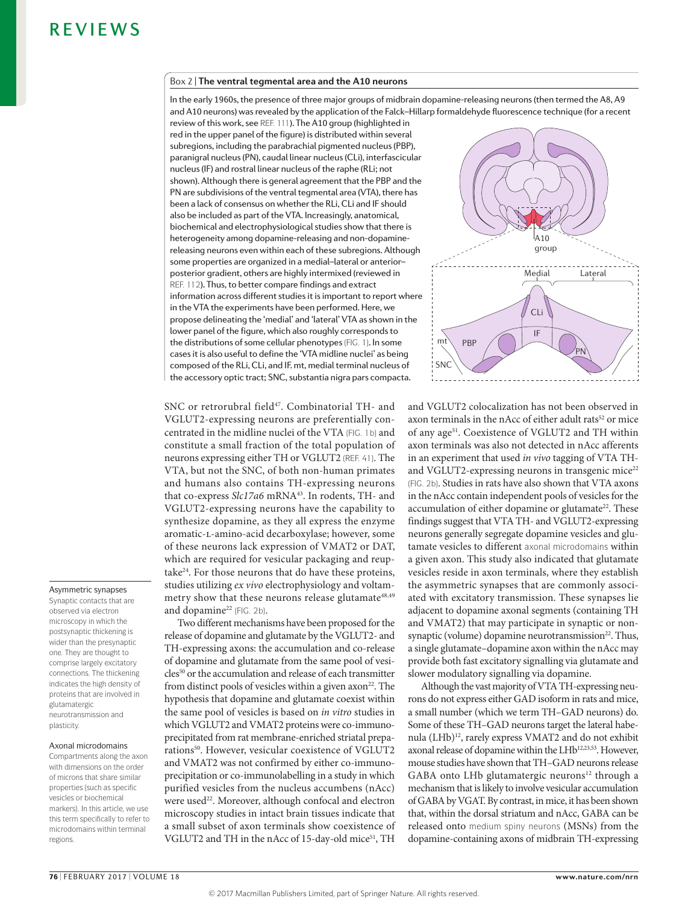## Box 2 | The ventral tegmental area and the A10 neurons

In the early 1960s, the presence of three major groups of midbrain dopamine-releasing neurons (then termed the A8, A9 and A10 neurons) was revealed by the application of the Falck–Hillarp formaldehyde fluorescence technique (for a recent review of this work, see REF. 111). The A10 group (highlighted in red in the upper panel of the figure) is distributed within several subregions, including the parabrachial pigmented nucleus (PBP), paranigral nucleus (PN), caudal linear nucleus (CLi), interfascicular nucleus (IF) and rostral linear nucleus of the raphe (RLi; not shown). Although there is general agreement that the PBP and the PN are subdivisions of the ventral tegmental area (VTA), there has been a lack of consensus on whether the RLi, CLi and IF should also be included as part of the VTA. Increasingly, anatomical, biochemical and electrophysiological studies show that there is heterogeneity among dopamine-releasing and non-dopamine-releasing neurons even within each of these subregions. Although some properties are organized in a medial–lateral or anterior–posterior gradient, others are highly intermixed (reviewed in REF. 112). Thus, to better compare findings and extract information across different studies it is important to report where in the VTA the experiments have been performed. Here, we propose delineating the 'medial' and 'lateral' VTA as shown in the lower panel of the figure, which also roughly corresponds to the distributions of some cellular phenotypes (FIG. 1). In some cases it is also useful to define the 'VTA midline nuclei' as being composed of the RLi, CLi, and IF. mt, medial terminal nucleus of the accessory optic tract; SNC, substantia nigra pars compacta.

SNC or retrorubral field[47]. Combinatorial TH- and VGLUT2-expressing neurons are preferentially concentrated in the midline nuclei of the VTA (FIG. 1b) and constitute a small fraction of the total population of neurons expressing either TH or VGLUT2 (REF. 41). The VTA, but not the SNC, of both non-human primates and humans also contains TH-expressing neurons that co-express *Slc17a6* mRNA[43]. In rodents, TH- and VGLUT2-expressing neurons have the capability to synthesize dopamine, as they all express the enzyme aromatic-L-amino-acid decarboxylase; however, some of these neurons lack expression of VMAT2 or DAT, which are required for vesicular packaging and reuptake[24]. For those neurons that do have these proteins, studies utilizing *ex vivo* electrophysiology and voltammetry show that these neurons release glutamate[48,49] and dopamine[22] (FIG. 2b).

Two different mechanisms have been proposed for the release of dopamine and glutamate by the VGLUT2- and TH-expressing axons: the accumulation and co-release of dopamine and glutamate from the same pool of vesicles[50] or the accumulation and release of each transmitter from distinct pools of vesicles within a given axon[22]. The hypothesis that dopamine and glutamate coexist within the same pool of vesicles is based on *in vitro* studies in which VGLUT2 and VMAT2 proteins were co-immunoprecipitated from rat membrane-enriched striatal preparations[50]. However, vesicular coexistence of VGLUT2 and VMAT2 was not confirmed by either co-immunoprecipitation or co-immunolabelling in a study in which purified vesicles from the nucleus accumbens (nAcc) were used[22]. Moreover, although confocal and electron microscopy studies in intact brain tissues indicate that a small subset of axon terminals show coexistence of VGLUT2 and TH in the nAcc of 15-day-old mice[51], TH and VGLUT2 colocalization has not been observed in axon terminals in the nAcc of either adult rats[52] or mice of any age[51]. Coexistence of VGLUT2 and TH within axon terminals was also not detected in nAcc afferents in an experiment that used *in vivo* tagging of VTA TH- and VGLUT2-expressing neurons in transgenic mice[22] (FIG. 2b). Studies in rats have also shown that VTA axons in the nAcc contain independent pools of vesicles for the accumulation of either dopamine or glutamate[22]. These findings suggest that VTA TH- and VGLUT2-expressing neurons generally segregate dopamine vesicles and glutamate vesicles to different axonal microdomains within a given axon. This study also indicated that glutamate vesicles reside in axon terminals, where they establish the asymmetric synapses that are commonly associated with excitatory transmission. These synapses lie adjacent to dopamine axonal segments (containing TH and VMAT2) that may participate in synaptic or non-synaptic (volume) dopamine neurotransmission[22]. Thus, a single glutamate–dopamine axon within the nAcc may provide both fast excitatory signalling via glutamate and slower modulatory signalling via dopamine.

Although the vast majority of VTA TH-expressing neurons do not express either GAD isoform in rats and mice, a small number (which we term TH–GAD neurons) do. Some of these TH–GAD neurons target the lateral habenula (LHb)[12], rarely express VMAT2 and do not exhibit axonal release of dopamine within the LHb[12,23,53]. However, mouse studies have shown that TH–GAD neurons release GABA onto LHb glutamatergic neurons[12] through a mechanism that is likely to involve vesicular accumulation of GABA by VGAT. By contrast, in mice, it has been shown that, within the dorsal striatum and nAcc, GABA can be released onto medium spiny neurons (MSNs) from the dopamine-containing axons of midbrain TH-expressing

**Asymmetric synapses**
Synaptic contacts that are observed via electron microscopy in which the postsynaptic thickening is wider than the presynaptic one. They are thought to comprise largely excitatory connections. The thickening indicates the high density of proteins that are involved in glutamatergic neurotransmission and plasticity.

**Axonal microdomains**
Compartments along the axon with dimensions on the order of microns that share similar properties (such as specific vesicles or biochemical markers). In this article, we use this term specifically to refer to microdomains within terminal regions.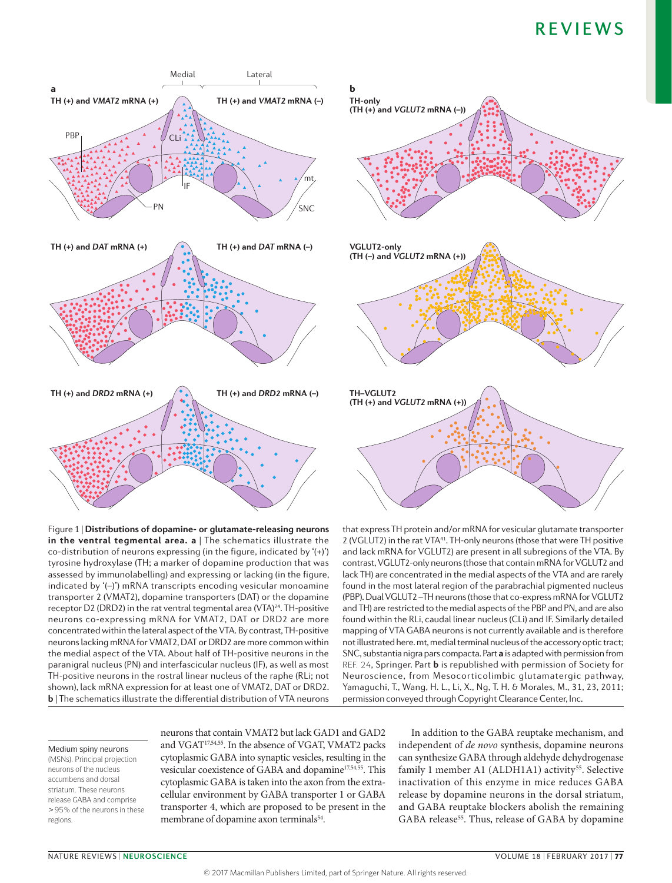Figure 1 | **Distributions of dopamine- or glutamate-releasing neurons in the ventral tegmental area.** **a** | The schematics illustrate the co-distribution of neurons expressing (in the figure, indicated by '(+)') tyrosine hydroxylase (TH; a marker of dopamine production that was assessed by immunolabelling) and expressing or lacking (in the figure, indicated by '(–)') mRNA transcripts encoding vesicular monoamine transporter 2 (VMAT2), dopamine transporters (DAT) or the dopamine receptor D2 (DRD2) in the rat ventral tegmental area (VTA)[24]. TH-positive neurons co-expressing mRNA for VMAT2, DAT or DRD2 are more concentrated within the lateral aspect of the VTA. By contrast, TH-positive neurons lacking mRNA for VMAT2, DAT or DRD2 are more common within the medial aspect of the VTA. About half of TH-positive neurons in the paranigral nucleus (PN) and interfascicular nucleus (IF), as well as most TH-positive neurons in the rostral linear nucleus of the raphe (RLi; not shown), lack mRNA expression for at least one of VMAT2, DAT or DRD2. **b** | The schematics illustrate the differential distribution of VTA neurons that express TH protein and/or mRNA for vesicular glutamate transporter 2 (VGLUT2) in the rat VTA[41]. TH-only neurons (those that were TH positive and lack mRNA for VGLUT2) are present in all subregions of the VTA. By contrast, VGLUT2-only neurons (those that contain mRNA for VGLUT2 and lack TH) are concentrated in the medial aspects of the VTA and are rarely found in the most lateral region of the parabrachial pigmented nucleus (PBP). Dual VGLUT2–TH neurons (those that co-express mRNA for VGLUT2 and TH) are restricted to the medial aspects of the PBP and PN, and are also found within the RLi, caudal linear nucleus (CLi) and IF. Similarly detailed mapping of VTA GABA neurons is not currently available and is therefore not illustrated here. mt, medial terminal nucleus of the accessory optic tract; SNC, substantia nigra pars compacta. Part **a** is adapted with permission from REF. 24, Springer. Part **b** is republished with permission of Society for Neuroscience, from Mesocorticolimbic glutamatergic pathway, Yamaguchi, T., Wang, H. L., Li, X., Ng, T. H. & Morales, M., 31, 23, 2011; permission conveyed through Copyright Clearance Center, Inc.

**Medium spiny neurons**
(MSNs). Principal projection neurons of the nucleus accumbens and dorsal striatum. These neurons release GABA and comprise >95% of the neurons in these regions.

neurons that contain VMAT2 but lack GAD1 and GAD2 and VGAT[17,54,55]. In the absence of VGAT, VMAT2 packs cytoplasmic GABA into synaptic vesicles, resulting in the vesicular coexistence of GABA and dopamine[17,54,55]. This cytoplasmic GABA is taken into the axon from the extracellular environment by GABA transporter 1 or GABA transporter 4, which are proposed to be present in the membrane of dopamine axon terminals[54].

In addition to the GABA reuptake mechanism, and independent of *de novo* synthesis, dopamine neurons can synthesize GABA through aldehyde dehydrogenase family 1 member A1 (ALDH1A1) activity[55]. Selective inactivation of this enzyme in mice reduces GABA release by dopamine neurons in the dorsal striatum, and GABA reuptake blockers abolish the remaining GABA release[55]. Thus, release of GABA by dopamine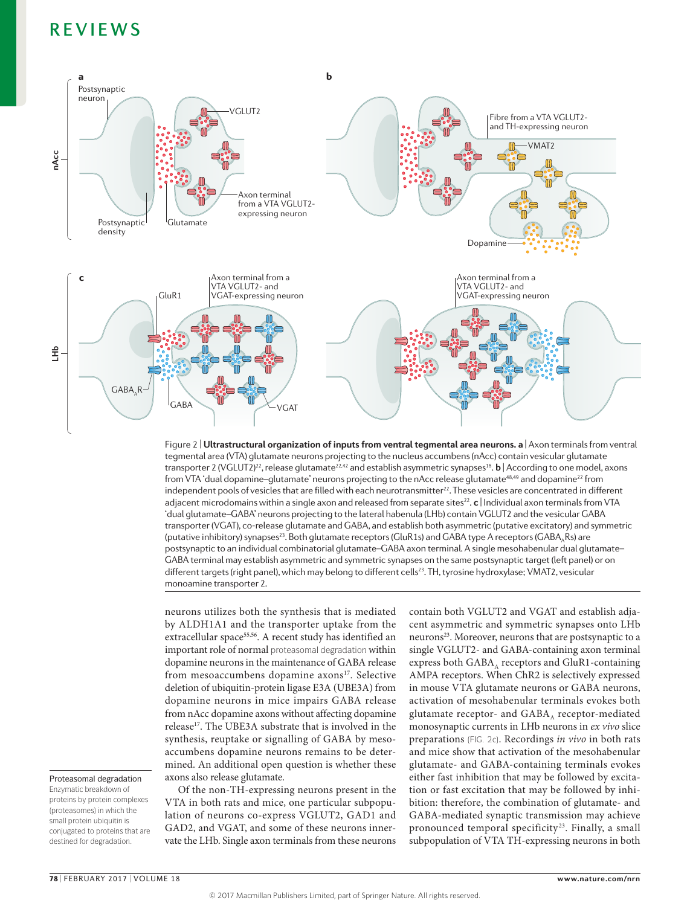Figure 2 | **Ultrastructural organization of inputs from ventral tegmental area neurons. a** | Axon terminals from ventral tegmental area (VTA) glutamate neurons projecting to the nucleus accumbens (nAcc) contain vesicular glutamate transporter 2 (VGLUT2)[22], release glutamate[22,42] and establish asymmetric synapses[18]. **b** | According to one model, axons from VTA 'dual dopamine–glutamate' neurons projecting to the nAcc release glutamate[48,49] and dopamine[22] from independent pools of vesicles that are filled with each neurotransmitter[22]. These vesicles are concentrated in different adjacent microdomains within a single axon and released from separate sites[22]. **c** | Individual axon terminals from VTA 'dual glutamate–GABA' neurons projecting to the lateral habenula (LHb) contain VGLUT2 and the vesicular GABA transporter (VGAT), co-release glutamate and GABA, and establish both asymmetric (putative excitatory) and symmetric (putative inhibitory) synapses[23]. Both glutamate receptors (GluR1s) and GABA type A receptors ($GABA_A$Rs) are postsynaptic to an individual combinatorial glutamate–GABA axon terminal. A single mesohabenular dual glutamate–GABA terminal may establish asymmetric and symmetric synapses on the same postsynaptic target (left panel) or on different targets (right panel), which may belong to different cells[23]. TH, tyrosine hydroxylase; VMAT2, vesicular monoamine transporter 2.

neurons utilizes both the synthesis that is mediated by ALDH1A1 and the transporter uptake from the extracellular space[55,56]. A recent study has identified an important role of normal proteasomal degradation within dopamine neurons in the maintenance of GABA release from mesoaccumbens dopamine axons[17]. Selective deletion of ubiquitin-protein ligase E3A (UBE3A) from dopamine neurons in mice impairs GABA release from nAcc dopamine axons without affecting dopamine release[17]. The UBE3A substrate that is involved in the synthesis, reuptake or signalling of GABA by mesoaccumbens dopamine neurons remains to be determined. An additional open question is whether these axons also release glutamate.

**Proteasomal degradation**
Enzymatic breakdown of proteins by protein complexes (proteasomes) in which the small protein ubiquitin is conjugated to proteins that are destined for degradation.

Of the non-TH-expressing neurons present in the VTA in both rats and mice, one particular subpopulation of neurons co-express VGLUT2, GAD1 and GAD2, and VGAT, and some of these neurons innervate the LHb. Single axon terminals from these neurons contain both VGLUT2 and VGAT and establish adjacent asymmetric and symmetric synapses onto LHb neurons[23]. Moreover, neurons that are postsynaptic to a single VGLUT2- and GABA-containing axon terminal express both $GABA_A$ receptors and GluR1-containing AMPA receptors. When ChR2 is selectively expressed in mouse VTA glutamate neurons or GABA neurons, activation of mesohabenular terminals evokes both glutamate receptor- and $GABA_A$ receptor-mediated monosynaptic currents in LHb neurons in *ex vivo* slice preparations (FIG. 2c). Recordings *in vivo* in both rats and mice show that activation of the mesohabenular glutamate- and GABA-containing terminals evokes either fast inhibition that may be followed by excitation or fast excitation that may be followed by inhibition: therefore, the combination of glutamate- and GABA-mediated synaptic transmission may achieve pronounced temporal specificity[23]. Finally, a small subpopulation of VTA TH-expressing neurons in both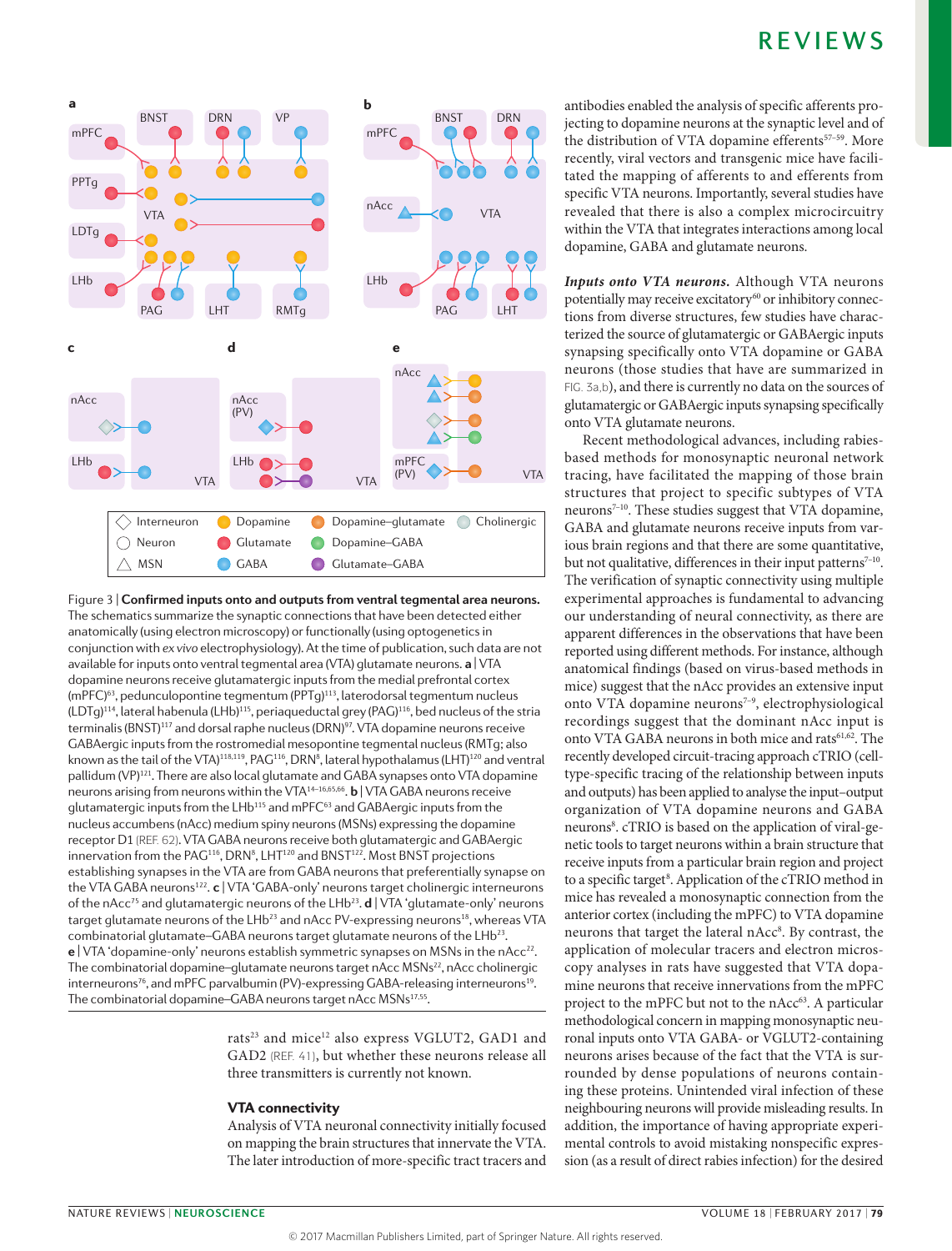Figure 3 | **Confirmed inputs onto and outputs from ventral tegmental area neurons.** The schematics summarize the synaptic connections that have been detected either anatomically (using electron microscopy) or functionally (using optogenetics in conjunction with *ex vivo* electrophysiology). At the time of publication, such data are not available for inputs onto ventral tegmental area (VTA) glutamate neurons. **a** | VTA dopamine neurons receive glutamatergic inputs from the medial prefrontal cortex (mPFC)[63], pedunculopontine tegmentum (PPTg)[113], laterodorsal tegmentum nucleus (LDTg)[114], lateral habenula (LHb)[115], periaqueductal grey (PAG)[116], bed nucleus of the stria terminalis (BNST)[117] and dorsal raphe nucleus (DRN)[97]. VTA dopamine neurons receive GABAergic inputs from the rostromedial mesopontine tegmental nucleus (RMTg; also known as the tail of the VTA)[118,119], PAG[116], DRN[8], lateral hypothalamus (LHT)[120] and ventral pallidum (VP)[121]. There are also local glutamate and GABA synapses onto VTA dopamine neurons arising from neurons within the VTA[14–16,65,66]. **b** | VTA GABA neurons receive glutamatergic inputs from the LHb[115] and mPFC[63] and GABAergic inputs from the nucleus accumbens (nAcc) medium spiny neurons (MSNs) expressing the dopamine receptor D1 (REF. 62). VTA GABA neurons receive both glutamatergic and GABAergic innervation from the PAG[116], DRN[8], LHT[120] and BNST[122]. Most BNST projections establishing synapses in the VTA are from GABA neurons that preferentially synapse on the VTA GABA neurons[122]. **c** | VTA 'GABA-only' neurons target cholinergic interneurons of the nAcc[75] and glutamatergic neurons of the LHb[23]. **d** | VTA 'glutamate-only' neurons target glutamate neurons of the LHb[23] and nAcc PV-expressing neurons[18], whereas VTA combinatorial glutamate–GABA neurons target glutamate neurons of the LHb[23]. **e** | VTA 'dopamine-only' neurons establish symmetric synapses on MSNs in the nAcc[22]. The combinatorial dopamine–glutamate neurons target nAcc MSNs[22], nAcc cholinergic interneurons[76], and mPFC parvalbumin (PV)-expressing GABA-releasing interneurons[19]. The combinatorial dopamine–GABA neurons target nAcc MSNs[17,55].

rats[23] and mice[12] also express VGLUT2, GAD1 and GAD2 (REF. 41), but whether these neurons release all three transmitters is currently not known.

## VTA connectivity

Analysis of VTA neuronal connectivity initially focused on mapping the brain structures that innervate the VTA. The later introduction of more-specific tract tracers and antibodies enabled the analysis of specific afferents projecting to dopamine neurons at the synaptic level and of the distribution of VTA dopamine efferents[57–59]. More recently, viral vectors and transgenic mice have facilitated the mapping of afferents to and efferents from specific VTA neurons. Importantly, several studies have revealed that there is also a complex microcircuitry within the VTA that integrates interactions among local dopamine, GABA and glutamate neurons.

***Inputs onto VTA neurons.*** Although VTA neurons potentially may receive excitatory[60] or inhibitory connections from diverse structures, few studies have characterized the source of glutamatergic or GABAergic inputs synapsing specifically onto VTA dopamine or GABA neurons (those studies that have are summarized in FIG. 3a,b), and there is currently no data on the sources of glutamatergic or GABAergic inputs synapsing specifically onto VTA glutamate neurons.

Recent methodological advances, including rabies-based methods for monosynaptic neuronal network tracing, have facilitated the mapping of those brain structures that project to specific subtypes of VTA neurons[7–10]. These studies suggest that VTA dopamine, GABA and glutamate neurons receive inputs from various brain regions and that there are some quantitative, but not qualitative, differences in their input patterns[7–10]. The verification of synaptic connectivity using multiple experimental approaches is fundamental to advancing our understanding of neural connectivity, as there are apparent differences in the observations that have been reported using different methods. For instance, although anatomical findings (based on virus-based methods in mice) suggest that the nAcc provides an extensive input onto VTA dopamine neurons[7–9], electrophysiological recordings suggest that the dominant nAcc input is onto VTA GABA neurons in both mice and rats[61,62]. The recently developed circuit-tracing approach cTRIO (cell-type-specific tracing of the relationship between inputs and outputs) has been applied to analyse the input–output organization of VTA dopamine neurons and GABA neurons[8]. cTRIO is based on the application of viral-genetic tools to target neurons within a brain structure that receive inputs from a particular brain region and project to a specific target[8]. Application of the cTRIO method in mice has revealed a monosynaptic connection from the anterior cortex (including the mPFC) to VTA dopamine neurons that target the lateral nAcc[8]. By contrast, the application of molecular tracers and electron microscopy analyses in rats have suggested that VTA dopamine neurons that receive inputs from the mPFC project to the mPFC but not to the nAcc[63]. A particular methodological concern in mapping monosynaptic neuronal inputs onto VTA GABA- or VGLUT2-containing neurons arises because of the fact that the VTA is surrounded by dense populations of neurons containing these proteins. Unintended viral infection of these neighbouring neurons will provide misleading results. In addition, the importance of having appropriate experimental controls to avoid mistaking nonspecific expression (as a result of direct rabies infection) for the desired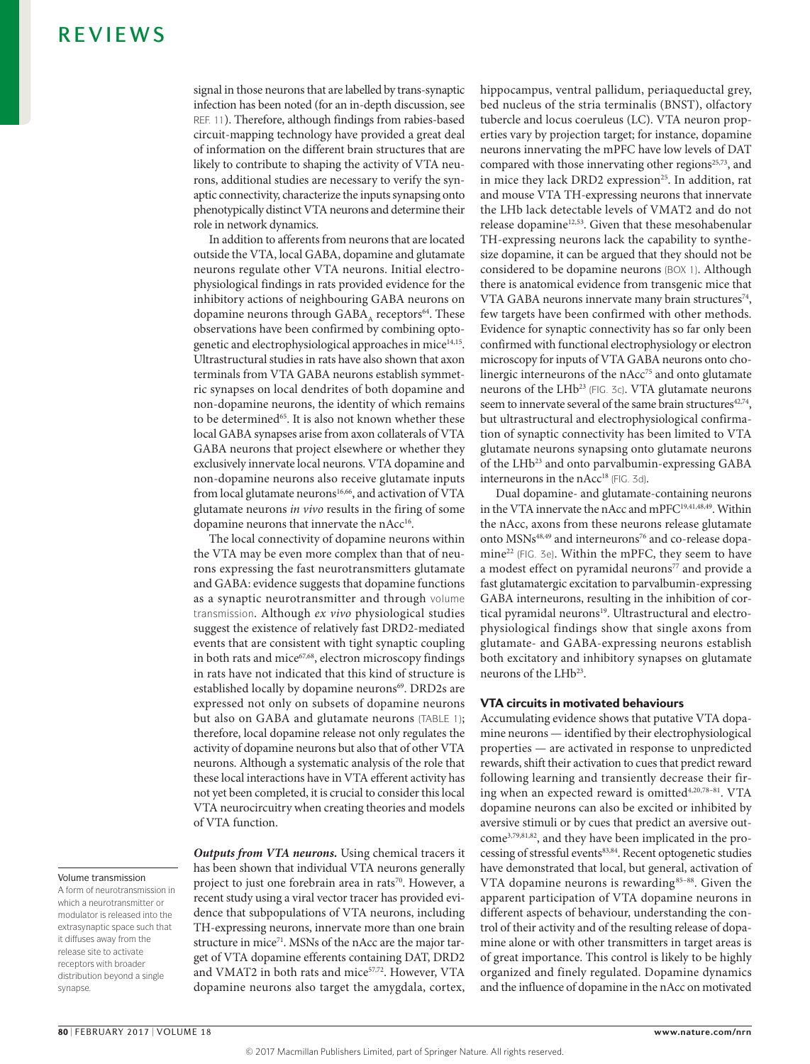signal in those neurons that are labelled by trans-synaptic infection has been noted (for an in-depth discussion, see REF. 11). Therefore, although findings from rabies-based circuit-mapping technology have provided a great deal of information on the different brain structures that are likely to contribute to shaping the activity of VTA neurons, additional studies are necessary to verify the synaptic connectivity, characterize the inputs synapsing onto phenotypically distinct VTA neurons and determine their role in network dynamics.

In addition to afferents from neurons that are located outside the VTA, local GABA, dopamine and glutamate neurons regulate other VTA neurons. Initial electrophysiological findings in rats provided evidence for the inhibitory actions of neighbouring GABA neurons on dopamine neurons through $GABA_A$ receptors[64]. These observations have been confirmed by combining optogenetic and electrophysiological approaches in mice[14,15]. Ultrastructural studies in rats have also shown that axon terminals from VTA GABA neurons establish symmetric synapses on local dendrites of both dopamine and non-dopamine neurons, the identity of which remains to be determined[65]. It is also not known whether these local GABA synapses arise from axon collaterals of VTA GABA neurons that project elsewhere or whether they exclusively innervate local neurons. VTA dopamine and non-dopamine neurons also receive glutamate inputs from local glutamate neurons[16,66], and activation of VTA glutamate neurons *in vivo* results in the firing of some dopamine neurons that innervate the nAcc[16].

The local connectivity of dopamine neurons within the VTA may be even more complex than that of neurons expressing the fast neurotransmitters glutamate and GABA: evidence suggests that dopamine functions as a synaptic neurotransmitter and through volume transmission. Although *ex vivo* physiological studies suggest the existence of relatively fast DRD2-mediated events that are consistent with tight synaptic coupling in both rats and mice[67,68], electron microscopy findings in rats have not indicated that this kind of structure is established locally by dopamine neurons[69]. DRD2s are expressed not only on subsets of dopamine neurons but also on GABA and glutamate neurons (TABLE 1); therefore, local dopamine release not only regulates the activity of dopamine neurons but also that of other VTA neurons. Although a systematic analysis of the role that these local interactions have in VTA efferent activity has not yet been completed, it is crucial to consider this local VTA neurocircuitry when creating theories and models of VTA function.

Volume transmission
A form of neurotransmission in which a neurotransmitter or modulator is released into the extrasynaptic space such that it diffuses away from the release site to activate receptors with broader distribution beyond a single synapse.

***Outputs from VTA neurons.*** Using chemical tracers it has been shown that individual VTA neurons generally project to just one forebrain area in rats[70]. However, a recent study using a viral vector tracer has provided evidence that subpopulations of VTA neurons, including TH-expressing neurons, innervate more than one brain structure in mice[71]. MSNs of the nAcc are the major target of VTA dopamine efferents containing DAT, DRD2 and VMAT2 in both rats and mice[57,72]. However, VTA dopamine neurons also target the amygdala, cortex, hippocampus, ventral pallidum, periaqueductal grey, bed nucleus of the stria terminalis (BNST), olfactory tubercle and locus coeruleus (LC). VTA neuron properties vary by projection target; for instance, dopamine neurons innervating the mPFC have low levels of DAT compared with those innervating other regions[25,73], and in mice they lack DRD2 expression[25]. In addition, rat and mouse VTA TH-expressing neurons that innervate the LHb lack detectable levels of VMAT2 and do not release dopamine[12,53]. Given that these mesohabenular TH-expressing neurons lack the capability to synthesize dopamine, it can be argued that they should not be considered to be dopamine neurons (BOX 1). Although there is anatomical evidence from transgenic mice that VTA GABA neurons innervate many brain structures[74], few targets have been confirmed with other methods. Evidence for synaptic connectivity has so far only been confirmed with functional electrophysiology or electron microscopy for inputs of VTA GABA neurons onto cholinergic interneurons of the nAcc[75] and onto glutamate neurons of the LHb[23] (FIG. 3c). VTA glutamate neurons seem to innervate several of the same brain structures[42,74], but ultrastructural and electrophysiological confirmation of synaptic connectivity has been limited to VTA glutamate neurons synapsing onto glutamate neurons of the LHb[23] and onto parvalbumin-expressing GABA interneurons in the nAcc[18] (FIG. 3d).

Dual dopamine- and glutamate-containing neurons in the VTA innervate the nAcc and mPFC[19,41,48,49]. Within the nAcc, axons from these neurons release glutamate onto MSNs[48,49] and interneurons[76] and co-release dopamine[22] (FIG. 3e). Within the mPFC, they seem to have a modest effect on pyramidal neurons[77] and provide a fast glutamatergic excitation to parvalbumin-expressing GABA interneurons, resulting in the inhibition of cortical pyramidal neurons[19]. Ultrastructural and electrophysiological findings show that single axons from glutamate- and GABA-expressing neurons establish both excitatory and inhibitory synapses on glutamate neurons of the LHb[23].

### VTA circuits in motivated behaviours

Accumulating evidence shows that putative VTA dopamine neurons — identified by their electrophysiological properties — are activated in response to unpredicted rewards, shift their activation to cues that predict reward following learning and transiently decrease their firing when an expected reward is omitted[4,20,78–81]. VTA dopamine neurons can also be excited or inhibited by aversive stimuli or by cues that predict an aversive outcome[3,79,81,82], and they have been implicated in the processing of stressful events[83,84]. Recent optogenetic studies have demonstrated that local, but general, activation of VTA dopamine neurons is rewarding[85–88]. Given the apparent participation of VTA dopamine neurons in different aspects of behaviour, understanding the control of their activity and of the resulting release of dopamine alone or with other transmitters in target areas is of great importance. This control is likely to be highly organized and finely regulated. Dopamine dynamics and the influence of dopamine in the nAcc on motivated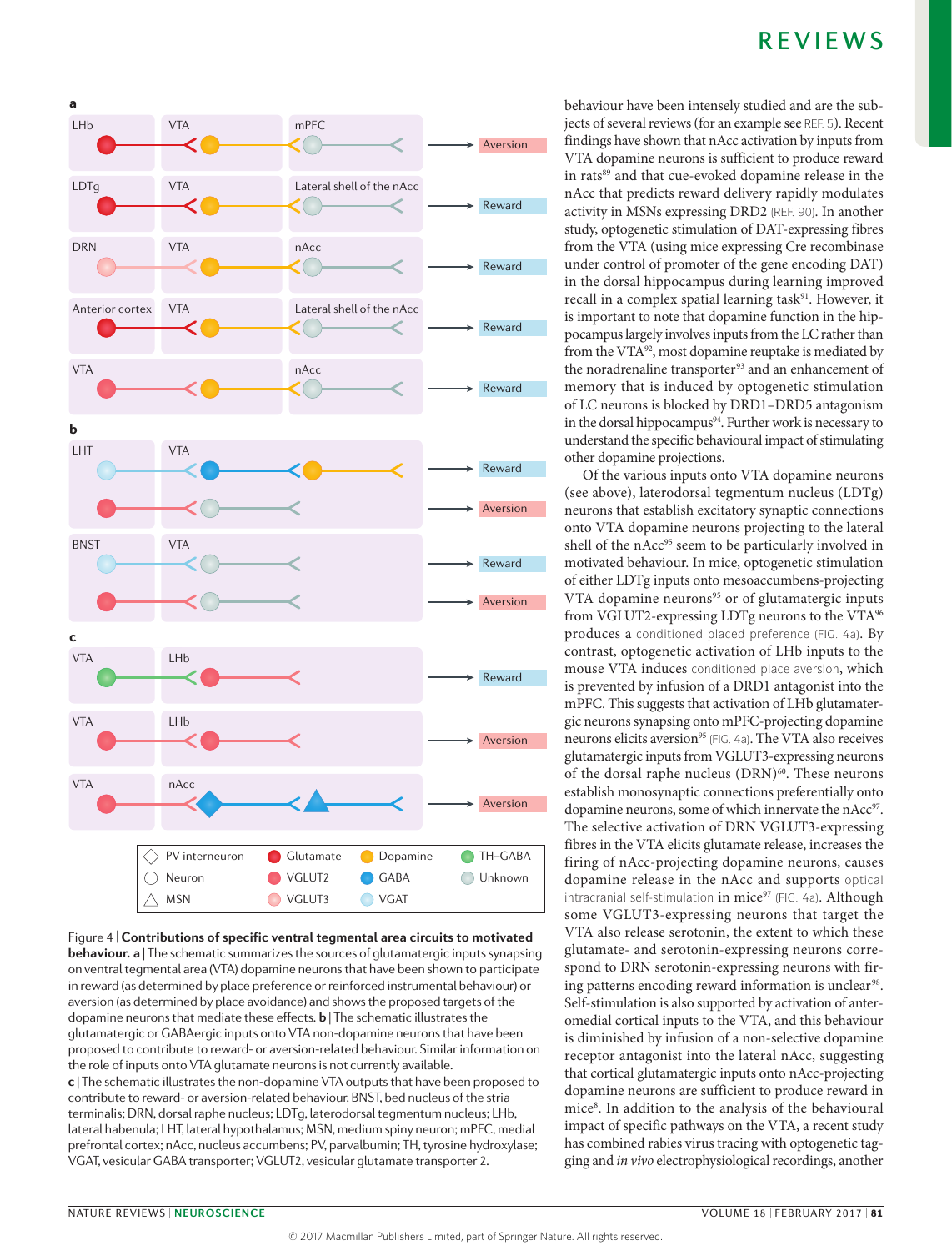behaviour have been intensely studied and are the subjects of several reviews (for an example see REF. 5). Recent findings have shown that nAcc activation by inputs from VTA dopamine neurons is sufficient to produce reward in rats[89] and that cue-evoked dopamine release in the nAcc that predicts reward delivery rapidly modulates activity in MSNs expressing DRD2 (REF. 90). In another study, optogenetic stimulation of DAT-expressing fibres from the VTA (using mice expressing Cre recombinase under control of promoter of the gene encoding DAT) in the dorsal hippocampus during learning improved recall in a complex spatial learning task[91]. However, it is important to note that dopamine function in the hippocampus largely involves inputs from the LC rather than from the VTA[92], most dopamine reuptake is mediated by the noradrenaline transporter[93] and an enhancement of memory that is induced by optogenetic stimulation of LC neurons is blocked by DRD1–DRD5 antagonism in the dorsal hippocampus[94]. Further work is necessary to understand the specific behavioural impact of stimulating other dopamine projections.

Of the various inputs onto VTA dopamine neurons (see above), laterodorsal tegmentum nucleus (LDTg) neurons that establish excitatory synaptic connections onto VTA dopamine neurons projecting to the lateral shell of the nAcc[95] seem to be particularly involved in motivated behaviour. In mice, optogenetic stimulation of either LDTg inputs onto mesoaccumbens-projecting VTA dopamine neurons[95] or of glutamatergic inputs from VGLUT2-expressing LDTg neurons to the VTA[96] produces a conditioned placed preference (FIG. 4a). By contrast, optogenetic activation of LHb inputs to the mouse VTA induces conditioned place aversion, which is prevented by infusion of a DRD1 antagonist into the mPFC. This suggests that activation of LHb glutamatergic neurons synapsing onto mPFC-projecting dopamine neurons elicits aversion[95] (FIG. 4a). The VTA also receives glutamatergic inputs from VGLUT3-expressing neurons of the dorsal raphe nucleus (DRN)[60]. These neurons establish monosynaptic connections preferentially onto dopamine neurons, some of which innervate the nAcc[97]. The selective activation of DRN VGLUT3-expressing fibres in the VTA elicits glutamate release, increases the firing of nAcc-projecting dopamine neurons, causes dopamine release in the nAcc and supports optical intracranial self-stimulation in mice[97] (FIG. 4a). Although some VGLUT3-expressing neurons that target the VTA also release serotonin, the extent to which these glutamate- and serotonin-expressing neurons correspond to DRN serotonin-expressing neurons with firing patterns encoding reward information is unclear[98]. Self-stimulation is also supported by activation of anteromedial cortical inputs to the VTA, and this behaviour is diminished by infusion of a non-selective dopamine receptor antagonist into the lateral nAcc, suggesting that cortical glutamatergic inputs onto nAcc-projecting dopamine neurons are sufficient to produce reward in mice[8]. In addition to the analysis of the behavioural impact of specific pathways on the VTA, a recent study has combined rabies virus tracing with optogenetic tagging and *in vivo* electrophysiological recordings, another

Figure 4 | **Contributions of specific ventral tegmental area circuits to motivated behaviour. a** | The schematic summarizes the sources of glutamatergic inputs synapsing on ventral tegmental area (VTA) dopamine neurons that have been shown to participate in reward (as determined by place preference or reinforced instrumental behaviour) or aversion (as determined by place avoidance) and shows the proposed targets of the dopamine neurons that mediate these effects. **b** | The schematic illustrates the glutamatergic or GABAergic inputs onto VTA non-dopamine neurons that have been proposed to contribute to reward- or aversion-related behaviour. Similar information on the role of inputs onto VTA glutamate neurons is not currently available. **c** | The schematic illustrates the non-dopamine VTA outputs that have been proposed to contribute to reward- or aversion-related behaviour. BNST, bed nucleus of the stria terminalis; DRN, dorsal raphe nucleus; LDTg, laterodorsal tegmentum nucleus; LHb, lateral habenula; LHT, lateral hypothalamus; MSN, medium spiny neuron; mPFC, medial prefrontal cortex; nAcc, nucleus accumbens; PV, parvalbumin; TH, tyrosine hydroxylase; VGAT, vesicular GABA transporter; VGLUT2, vesicular glutamate transporter 2.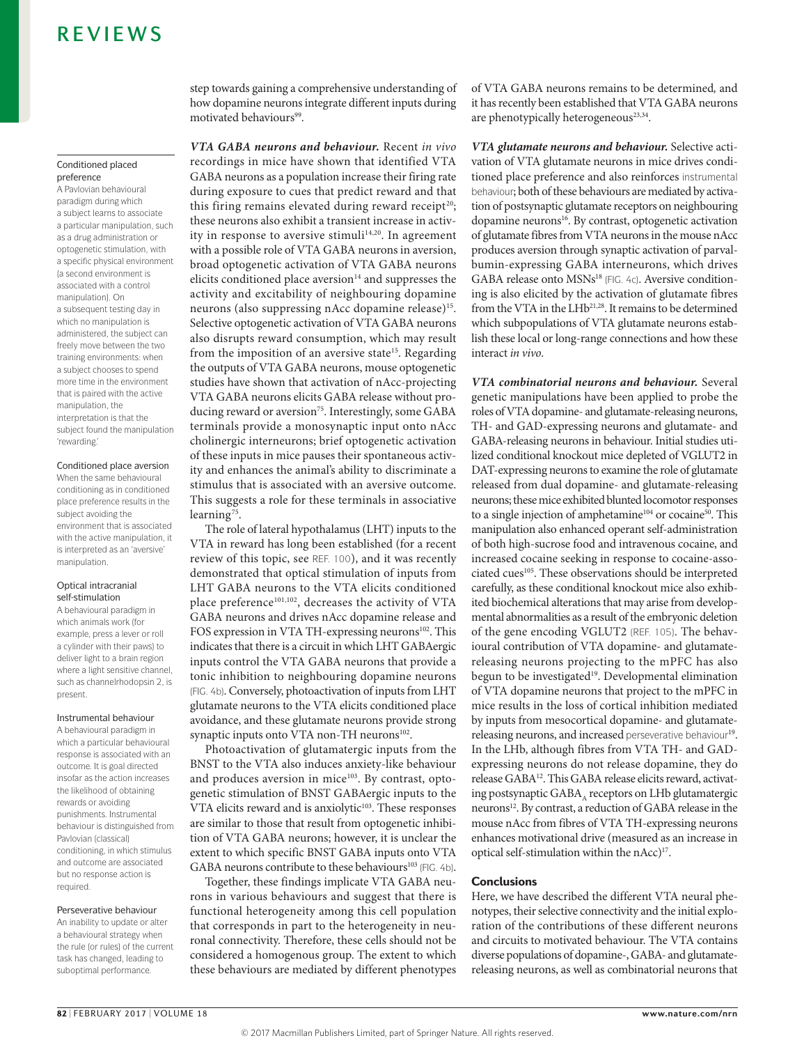step towards gaining a comprehensive understanding of how dopamine neurons integrate different inputs during motivated behaviours[99].

***VTA GABA neurons and behaviour.*** Recent *in vivo* recordings in mice have shown that identified VTA GABA neurons as a population increase their firing rate during exposure to cues that predict reward and that this firing remains elevated during reward receipt[20]; these neurons also exhibit a transient increase in activity in response to aversive stimuli[14,20]. In agreement with a possible role of VTA GABA neurons in aversion, broad optogenetic activation of VTA GABA neurons elicits conditioned place aversion[14] and suppresses the activity and excitability of neighbouring dopamine neurons (also suppressing nAcc dopamine release)[15]. Selective optogenetic activation of VTA GABA neurons also disrupts reward consumption, which may result from the imposition of an aversive state[15]. Regarding the outputs of VTA GABA neurons, mouse optogenetic studies have shown that activation of nAcc-projecting VTA GABA neurons elicits GABA release without producing reward or aversion[75]. Interestingly, some GABA terminals provide a monosynaptic input onto nAcc cholinergic interneurons; brief optogenetic activation of these inputs in mice pauses their spontaneous activity and enhances the animal's ability to discriminate a stimulus that is associated with an aversive outcome. This suggests a role for these terminals in associative learning[75].

The role of lateral hypothalamus (LHT) inputs to the VTA in reward has long been established (for a recent review of this topic, see REF. 100), and it was recently demonstrated that optical stimulation of inputs from LHT GABA neurons to the VTA elicits conditioned place preference[101,102], decreases the activity of VTA GABA neurons and drives nAcc dopamine release and FOS expression in VTA TH-expressing neurons[102]. This indicates that there is a circuit in which LHT GABAergic inputs control the VTA GABA neurons that provide a tonic inhibition to neighbouring dopamine neurons (FIG. 4b). Conversely, photoactivation of inputs from LHT glutamate neurons to the VTA elicits conditioned place avoidance, and these glutamate neurons provide strong synaptic inputs onto VTA non-TH neurons[102].

Photoactivation of glutamatergic inputs from the BNST to the VTA also induces anxiety-like behaviour and produces aversion in mice[103]. By contrast, optogenetic stimulation of BNST GABAergic inputs to the VTA elicits reward and is anxiolytic[103]. These responses are similar to those that result from optogenetic inhibition of VTA GABA neurons; however, it is unclear the extent to which specific BNST GABA inputs onto VTA GABA neurons contribute to these behaviours[103] (FIG. 4b).

Together, these findings implicate VTA GABA neurons in various behaviours and suggest that there is functional heterogeneity among this cell population that corresponds in part to the heterogeneity in neuronal connectivity. Therefore, these cells should not be considered a homogenous group. The extent to which these behaviours are mediated by different phenotypes of VTA GABA neurons remains to be determined, and it has recently been established that VTA GABA neurons are phenotypically heterogeneous[23,34].

***VTA glutamate neurons and behaviour.*** Selective activation of VTA glutamate neurons in mice drives conditioned place preference and also reinforces instrumental behaviour; both of these behaviours are mediated by activation of postsynaptic glutamate receptors on neighbouring dopamine neurons[16]. By contrast, optogenetic activation of glutamate fibres from VTA neurons in the mouse nAcc produces aversion through synaptic activation of parvalbumin-expressing GABA interneurons, which drives GABA release onto MSNs[18] (FIG. 4c). Aversive conditioning is also elicited by the activation of glutamate fibres from the VTA in the LHb[21,28]. It remains to be determined which subpopulations of VTA glutamate neurons establish these local or long-range connections and how these interact *in vivo*.

***VTA combinatorial neurons and behaviour.*** Several genetic manipulations have been applied to probe the roles of VTA dopamine- and glutamate-releasing neurons, TH- and GAD-expressing neurons and glutamate- and GABA-releasing neurons in behaviour. Initial studies utilized conditional knockout mice depleted of VGLUT2 in DAT-expressing neurons to examine the role of glutamate released from dual dopamine- and glutamate-releasing neurons; these mice exhibited blunted locomotor responses to a single injection of amphetamine[104] or cocaine[50]. This manipulation also enhanced operant self-administration of both high-sucrose food and intravenous cocaine, and increased cocaine seeking in response to cocaine-associated cues[105]. These observations should be interpreted carefully, as these conditional knockout mice also exhibited biochemical alterations that may arise from developmental abnormalities as a result of the embryonic deletion of the gene encoding VGLUT2 (REF. 105). The behavioural contribution of VTA dopamine- and glutamate-releasing neurons projecting to the mPFC has also begun to be investigated[19]. Developmental elimination of VTA dopamine neurons that project to the mPFC in mice results in the loss of cortical inhibition mediated by inputs from mesocortical dopamine- and glutamate-releasing neurons, and increased perseverative behaviour[19]. In the LHb, although fibres from VTA TH- and GAD-expressing neurons do not release dopamine, they do release GABA[12]. This GABA release elicits reward, activating postsynaptic $GABA_A$ receptors on LHb glutamatergic neurons[12]. By contrast, a reduction of GABA release in the mouse nAcc from fibres of VTA TH-expressing neurons enhances motivational drive (measured as an increase in optical self-stimulation within the nAcc)[17].

## Conclusions

Here, we have described the different VTA neural phenotypes, their selective connectivity and the initial exploration of the contributions of these different neurons and circuits to motivated behaviour. The VTA contains diverse populations of dopamine-, GABA- and glutamate-releasing neurons, as well as combinatorial neurons that

---

**Conditioned placed preference**
A Pavlovian behavioural paradigm during which a subject learns to associate a particular manipulation, such as a drug administration or optogenetic stimulation, with a specific physical environment (a second environment is associated with a control manipulation). On a subsequent testing day in which no manipulation is administered, the subject can freely move between the two training environments: when a subject chooses to spend more time in the environment that is paired with the active manipulation, the interpretation is that the subject found the manipulation 'rewarding'.

**Conditioned place aversion**
When the same behavioural conditioning as in conditioned place preference results in the subject avoiding the environment that is associated with the active manipulation, it is interpreted as an 'aversive' manipulation.

**Optical intracranial self-stimulation**
A behavioural paradigm in which animals work (for example, press a lever or roll a cylinder with their paws) to deliver light to a brain region where a light sensitive channel, such as channelrhodopsin 2, is present.

**Instrumental behaviour**
A behavioural paradigm in which a particular behavioural response is associated with an outcome. It is goal directed insofar as the action increases the likelihood of obtaining rewards or avoiding punishments. Instrumental behaviour is distinguished from Pavlovian (classical) conditioning, in which stimulus and outcome are associated but no response action is required.

**Perseverative behaviour**
An inability to update or alter a behavioural strategy when the rule (or rules) of the current task has changed, leading to suboptimal performance.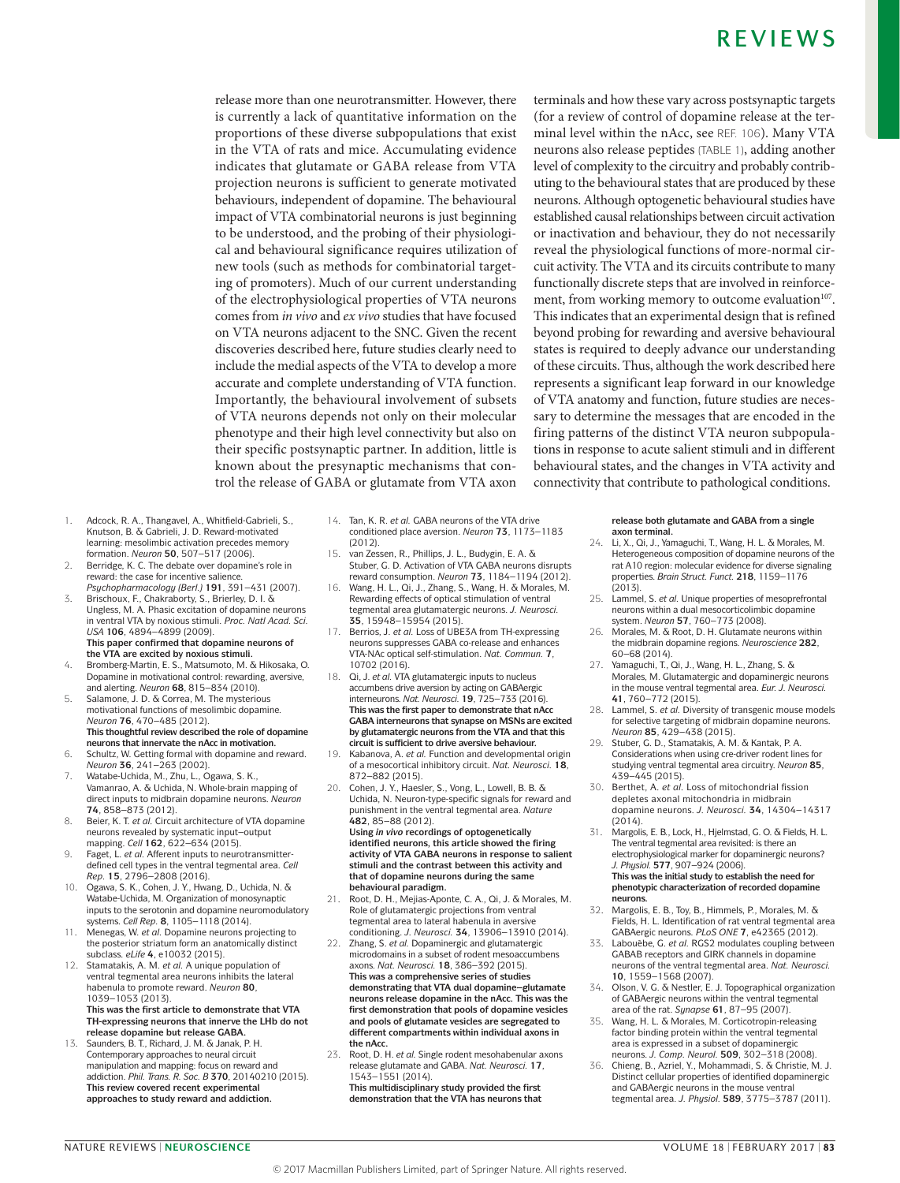release more than one neurotransmitter. However, there is currently a lack of quantitative information on the proportions of these diverse subpopulations that exist in the VTA of rats and mice. Accumulating evidence indicates that glutamate or GABA release from VTA projection neurons is sufficient to generate motivated behaviours, independent of dopamine. The behavioural impact of VTA combinatorial neurons is just beginning to be understood, and the probing of their physiological and behavioural significance requires utilization of new tools (such as methods for combinatorial targeting of promoters). Much of our current understanding of the electrophysiological properties of VTA neurons comes from *in vivo* and *ex vivo* studies that have focused on VTA neurons adjacent to the SNC. Given the recent discoveries described here, future studies clearly need to include the medial aspects of the VTA to develop a more accurate and complete understanding of VTA function. Importantly, the behavioural involvement of subsets of VTA neurons depends not only on their molecular phenotype and their high level connectivity but also on their specific postsynaptic partner. In addition, little is known about the presynaptic mechanisms that control the release of GABA or glutamate from VTA axon terminals and how these vary across postsynaptic targets (for a review of control of dopamine release at the terminal level within the nAcc, see REF. 106). Many VTA neurons also release peptides (TABLE 1), adding another level of complexity to the circuitry and probably contributing to the behavioural states that are produced by these neurons. Although optogenetic behavioural studies have established causal relationships between circuit activation or inactivation and behaviour, they do not necessarily reveal the physiological functions of more-normal circuit activity. The VTA and its circuits contribute to many functionally discrete steps that are involved in reinforcement, from working memory to outcome evaluation[107]. This indicates that an experimental design that is refined beyond probing for rewarding and aversive behavioural states is required to deeply advance our understanding of these circuits. Thus, although the work described here represents a significant leap forward in our knowledge of VTA anatomy and function, future studies are necessary to determine the messages that are encoded in the firing patterns of the distinct VTA neuron subpopulations in response to acute salient stimuli and in different behavioural states, and the changes in VTA activity and connectivity that contribute to pathological conditions.

1. Adcock, R. A., Thangavel, A., Whitfield-Gabrieli, S., Knutson, B. & Gabrieli, J. D. Reward-motivated learning: mesolimbic activation precedes memory formation. *Neuron* **50**, 507–517 (2006).
2. Berridge, K. C. The debate over dopamine's role in reward: the case for incentive salience. *Psychopharmacology (Berl.)* **191**, 391–431 (2007).
3. Brischoux, F., Chakraborty, S., Brierley, D. I. & Ungless, M. A. Phasic excitation of dopamine neurons in ventral VTA by noxious stimuli. *Proc. Natl Acad. Sci. USA* **106**, 4894–4899 (2009).
   **This paper confirmed that dopamine neurons of the VTA are excited by noxious stimuli.**
4. Bromberg-Martin, E. S., Matsumoto, M. & Hikosaka, O. Dopamine in motivational control: rewarding, aversive, and alerting. *Neuron* **68**, 815–834 (2010).
5. Salamone, J. D. & Correa, M. The mysterious motivational functions of mesolimbic dopamine. *Neuron* **76**, 470–485 (2012).
   **This thoughtful review described the role of dopamine neurons that innervate the nAcc in motivation.**
6. Schultz, W. Getting formal with dopamine and reward. *Neuron* **36**, 241–263 (2002).
7. Watabe-Uchida, M., Zhu, L., Ogawa, S. K., Vamanrao, A. & Uchida, N. Whole-brain mapping of direct inputs to midbrain dopamine neurons. *Neuron* **74**, 858–873 (2012).
8. Beier, K. T. *et al.* Circuit architecture of VTA dopamine neurons revealed by systematic input–output mapping. *Cell* **162**, 622–634 (2015).
9. Faget, L. *et al.* Afferent inputs to neurotransmitter-defined cell types in the ventral tegmental area. *Cell Rep.* **15**, 2796–2808 (2016).
10. Ogawa, S. K., Cohen, J. Y., Hwang, D., Uchida, N. & Watabe-Uchida, M. Organization of monosynaptic inputs to the serotonin and dopamine neuromodulatory systems. *Cell Rep.* **8**, 1105–1118 (2014).
11. Menegas, W. *et al.* Dopamine neurons projecting to the posterior striatum form an anatomically distinct subclass. *eLife* **4**, e10032 (2015).
12. Stamatakis, A. M. *et al.* A unique population of ventral tegmental area neurons inhibits the lateral habenula to promote reward. *Neuron* **80**, 1039–1053 (2013).
    **This was the first article to demonstrate that VTA TH-expressing neurons that innerve the LHb do not release dopamine but release GABA.**
13. Saunders, B. T., Richard, J. M. & Janak, P. H. Contemporary approaches to neural circuit manipulation and mapping: focus on reward and addiction. *Phil. Trans. R. Soc. B* **370**, 20140210 (2015).
    **This review covered recent experimental approaches to study reward and addiction.**
14. Tan, K. R. *et al.* GABA neurons of the VTA drive conditioned place aversion. *Neuron* **73**, 1173–1183 (2012).
15. van Zessen, R., Phillips, J. L., Budygin, E. A. & Stuber, G. D. Activation of VTA GABA neurons disrupts reward consumption. *Neuron* **73**, 1184–1194 (2012).
16. Wang, H. L., Qi, J., Zhang, S., Wang, H. & Morales, M. Rewarding effects of optical stimulation of ventral tegmental area glutamatergic neurons. *J. Neurosci.* **35**, 15948–15954 (2015).
17. Berrios, J. *et al.* Loss of UBE3A from TH-expressing neurons suppresses GABA co-release and enhances VTA-NAc optical self-stimulation. *Nat. Commun.* **7**, 10702 (2016).
18. Qi, J. *et al.* VTA glutamatergic inputs to nucleus accumbens drive aversion by acting on GABAergic interneurons. *Nat. Neurosci.* **19**, 725–733 (2016).
    **This was the first paper to demonstrate that nAcc GABA interneurons that synapse on MSNs are excited by glutamatergic neurons from the VTA and that this circuit is sufficient to drive aversive behaviour.**
19. Kabanova, A. *et al.* Function and developmental origin of a mesocortical inhibitory circuit. *Nat. Neurosci.* **18**, 872–882 (2015).
20. Cohen, J. Y., Haesler, S., Vong, L., Lowell, B. B. & Uchida, N. Neuron-type-specific signals for reward and punishment in the ventral tegmental area. *Nature* **482**, 85–88 (2012).
    **Using *in vivo* recordings of optogenetically identified neurons, this article showed the firing activity of VTA GABA neurons in response to salient stimuli and the contrast between this activity and that of dopamine neurons during the same behavioural paradigm.**
21. Root, D. H., Mejias-Aponte, C. A., Qi, J. & Morales, M. Role of glutamatergic projections from ventral tegmental area to lateral habenula in aversive conditioning. *J. Neurosci.* **34**, 13906–13910 (2014).
22. Zhang, S. *et al.* Dopaminergic and glutamatergic microdomains in a subset of rodent mesoaccumbens axons. *Nat. Neurosci.* **18**, 386–392 (2015).
    **This was a comprehensive series of studies demonstrating that VTA dual dopamine–glutamate neurons release dopamine in the nAcc. This was the first demonstration that pools of dopamine vesicles and pools of glutamate vesicles are segregated to different compartments within individual axons in the nAcc.**
23. Root, D. H. *et al.* Single rodent mesohabenular axons release glutamate and GABA. *Nat. Neurosci.* **17**, 1543–1551 (2014).
    **This multidisciplinary study provided the first demonstration that the VTA has neurons that release both glutamate and GABA from a single axon terminal.**
24. Li, X., Qi, J., Yamaguchi, T., Wang, H. L. & Morales, M. Heterogeneous composition of dopamine neurons of the rat A10 region: molecular evidence for diverse signaling properties. *Brain Struct. Funct.* **218**, 1159–1176 (2013).
25. Lammel, S. *et al.* Unique properties of mesoprefrontal neurons within a dual mesocorticolimbic dopamine system. *Neuron* **57**, 760–773 (2008).
26. Morales, M. & Root, D. H. Glutamate neurons within the midbrain dopamine regions. *Neuroscience* **282**, 60–68 (2014).
27. Yamaguchi, T., Qi, J., Wang, H. L., Zhang, S. & Morales, M. Glutamatergic and dopaminergic neurons in the mouse ventral tegmental area. *Eur. J. Neurosci.* **41**, 760–772 (2015).
28. Lammel, S. *et al.* Diversity of transgenic mouse models for selective targeting of midbrain dopamine neurons. *Neuron* **85**, 429–438 (2015).
29. Stuber, G. D., Stamatakis, A. M. & Kantak, P. A. Considerations when using cre-driver rodent lines for studying ventral tegmental area circuitry. *Neuron* **85**, 439–445 (2015).
30. Berthet, A. *et al.* Loss of mitochondrial fission depletes axonal mitochondria in midbrain dopamine neurons. *J. Neurosci.* **34**, 14304–14317 (2014).
31. Margolis, E. B., Lock, H., Hjelmstad, G. O. & Fields, H. L. The ventral tegmental area revisited: is there an electrophysiological marker for dopaminergic neurons? *J. Physiol.* **577**, 907–924 (2006).
    **This was the initial study to establish the need for phenotypic characterization of recorded dopamine neurons.**
32. Margolis, E. B., Toy, B., Himmels, P., Morales, M. & Fields, H. L. Identification of rat ventral tegmental area GABAergic neurons. *PLoS ONE* **7**, e42365 (2012).
33. Labouèbe, G. *et al.* RGS2 modulates coupling between GABAB receptors and GIRK channels in dopamine neurons of the ventral tegmental area. *Nat. Neurosci.* **10**, 1559–1568 (2007).
34. Olson, V. G. & Nestler, E. J. Topographical organization of GABAergic neurons within the ventral tegmental area of the rat. *Synapse* **61**, 87–95 (2007).
35. Wang, H. L. & Morales, M. Corticotropin-releasing factor binding protein within the ventral tegmental area is expressed in a subset of dopaminergic neurons. *J. Comp. Neurol.* **509**, 302–318 (2008).
36. Chieng, B., Azriel, Y., Mohammadi, S. & Christie, M. J. Distinct cellular properties of identified dopaminergic and GABAergic neurons in the mouse ventral tegmental area. *J. Physiol.* **589**, 3775–3787 (2011).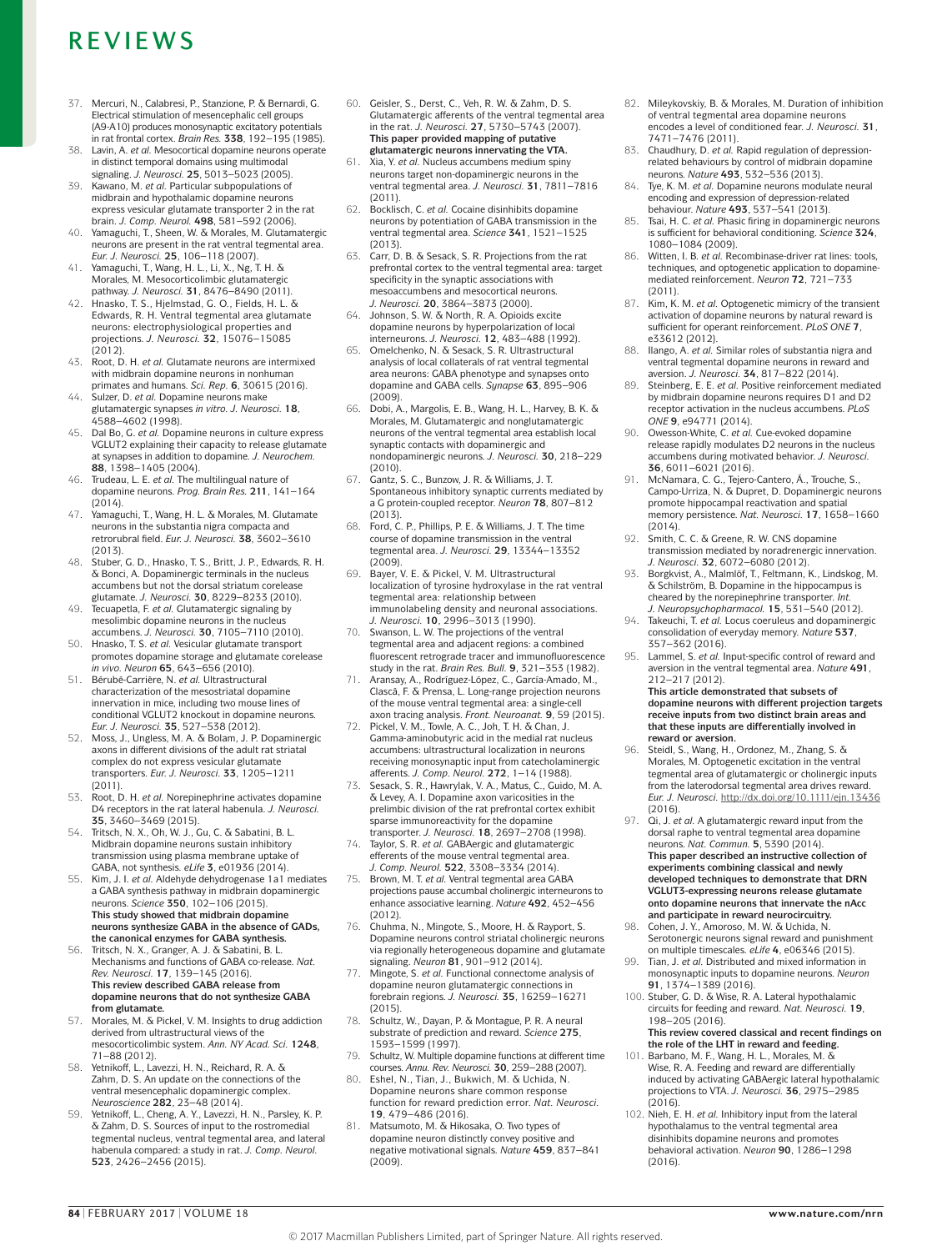37. Mercuri, N., Calabresi, P., Stanzione, P. & Bernardi, G. Electrical stimulation of mesencephalic cell groups (A9-A10) produces monosynaptic excitatory potentials in rat frontal cortex. *Brain Res.* **338**, 192–195 (1985).
38. Lavin, A. *et al.* Mesocortical dopamine neurons operate in distinct temporal domains using multimodal signaling. *J. Neurosci.* **25**, 5013–5023 (2005).
39. Kawano, M. *et al.* Particular subpopulations of midbrain and hypothalamic dopamine neurons express vesicular glutamate transporter 2 in the rat brain. *J. Comp. Neurol.* **498**, 581–592 (2006).
40. Yamaguchi, T., Sheen, W. & Morales, M. Glutamatergic neurons are present in the rat ventral tegmental area. *Eur. J. Neurosci.* **25**, 106–118 (2007).
41. Yamaguchi, T., Wang, H. L., Li, X., Ng, T. H. & Morales, M. Mesocorticolimbic glutamatergic pathway. *J. Neurosci.* **31**, 8476–8490 (2011).
42. Hnasko, T. S., Hjelmstad, G. O., Fields, H. L. & Edwards, R. H. Ventral tegmental area glutamate neurons: electrophysiological properties and projections. *J. Neurosci.* **32**, 15076–15085 (2012).
43. Root, D. H. *et al.* Glutamate neurons are intermixed with midbrain dopamine neurons in nonhuman primates and humans. *Sci. Rep.* **6**, 30615 (2016).
44. Sulzer, D. *et al.* Dopamine neurons make glutamatergic synapses *in vitro*. *J. Neurosci.* **18**, 4588–4602 (1998).
45. Dal Bo, G. *et al.* Dopamine neurons in culture express VGLUT2 explaining their capacity to release glutamate at synapses in addition to dopamine. *J. Neurochem.* **88**, 1398–1405 (2004).
46. Trudeau, L. E. *et al.* The multilingual nature of dopamine neurons. *Prog. Brain Res.* **211**, 141–164 (2014).
47. Yamaguchi, T., Wang, H. L. & Morales, M. Glutamate neurons in the substantia nigra compacta and retrorubral field. *Eur. J. Neurosci.* **38**, 3602–3610 (2013).
48. Stuber, G. D., Hnasko, T. S., Britt, J. P., Edwards, R. H. & Bonci, A. Dopaminergic terminals in the nucleus accumbens but not the dorsal striatum corelease glutamate. *J. Neurosci.* **30**, 8229–8233 (2010).
49. Tecuapetla, F. *et al.* Glutamatergic signaling by mesolimbic dopamine neurons in the nucleus accumbens. *J. Neurosci.* **30**, 7105–7110 (2010).
50. Hnasko, T. S. *et al.* Vesicular glutamate transport promotes dopamine storage and glutamate corelease *in vivo*. *Neuron* **65**, 643–656 (2010).
51. Bérubé-Carrière, N. *et al.* Ultrastructural characterization of the mesostriatal dopamine innervation in mice, including two mouse lines of conditional VGLUT2 knockout in dopamine neurons. *Eur. J. Neurosci.* **35**, 527–538 (2012).
52. Moss, J., Ungless, M. A. & Bolam, J. P. Dopaminergic axons in different divisions of the adult rat striatal complex do not express vesicular glutamate transporters. *Eur. J. Neurosci.* **33**, 1205–1211 (2011).
53. Root, D. H. *et al.* Norepinephrine activates dopamine D4 receptors in the rat lateral habenula. *J. Neurosci.* **35**, 3460–3469 (2015).
54. Tritsch, N. X., Oh, W. J., Gu, C. & Sabatini, B. L. Midbrain dopamine neurons sustain inhibitory transmission using plasma membrane uptake of GABA, not synthesis. *eLife* **3**, e01936 (2014).
55. Kim, J. I. *et al.* Aldehyde dehydrogenase 1a1 mediates a GABA synthesis pathway in midbrain dopaminergic neurons. *Science* **350**, 102–106 (2015).
**This study showed that midbrain dopamine neurons synthesize GABA in the absence of GADs, the canonical enzymes for GABA synthesis.**
56. Tritsch, N. X., Granger, A. J. & Sabatini, B. L. Mechanisms and functions of GABA co-release. *Nat. Rev. Neurosci.* **17**, 139–145 (2016).
**This review described GABA release from dopamine neurons that do not synthesize GABA from glutamate.**
57. Morales, M. & Pickel, V. M. Insights to drug addiction derived from ultrastructural views of the mesocorticolimbic system. *Ann. NY Acad. Sci.* **1248**, 71–88 (2012).
58. Yetnikoff, L., Lavezzi, H. N., Reichard, R. A. & Zahm, D. S. An update on the connections of the ventral mesencephalic dopaminergic complex. *Neuroscience* **282**, 23–48 (2014).
59. Yetnikoff, L., Cheng, A. Y., Lavezzi, H. N., Parsley, K. P. & Zahm, D. S. Sources of input to the rostromedial tegmental nucleus, ventral tegmental area, and lateral habenula compared: a study in rat. *J. Comp. Neurol.* **523**, 2426–2456 (2015).
60. Geisler, S., Derst, C., Veh, R. W. & Zahm, D. S. Glutamatergic afferents of the ventral tegmental area in the rat. *J. Neurosci.* **27**, 5730–5743 (2007).
**This paper provided mapping of putative glutamatergic neurons innervating the VTA.**
61. Xia, Y. *et al.* Nucleus accumbens medium spiny neurons target non-dopaminergic neurons in the ventral tegmental area. *J. Neurosci.* **31**, 7811–7816 (2011).
62. Bocklisch, C. *et al.* Cocaine disinhibits dopamine neurons by potentiation of GABA transmission in the ventral tegmental area. *Science* **341**, 1521–1525 (2013).
63. Carr, D. B. & Sesack, S. R. Projections from the rat prefrontal cortex to the ventral tegmental area: target specificity in the synaptic associations with mesoaccumbens and mesocortical neurons. *J. Neurosci.* **20**, 3864–3873 (2000).
64. Johnson, S. W. & North, R. A. Opioids excite dopamine neurons by hyperpolarization of local interneurons. *J. Neurosci.* **12**, 483–488 (1992).
65. Omelchenko, N. & Sesack, S. R. Ultrastructural analysis of local collaterals of rat ventral tegmental area neurons: GABA phenotype and synapses onto dopamine and GABA cells. *Synapse* **63**, 895–906 (2009).
66. Dobi, A., Margolis, E. B., Wang, H. L., Harvey, B. K. & Morales, M. Glutamatergic and nonglutamatergic neurons of the ventral tegmental area establish local synaptic contacts with dopaminergic and nondopaminergic neurons. *J. Neurosci.* **30**, 218–229 (2010).
67. Gantz, S. C., Bunzow, J. R. & Williams, J. T. Spontaneous inhibitory synaptic currents mediated by a G protein-coupled receptor. *Neuron* **78**, 807–812 (2013).
68. Ford, C. P., Phillips, P. E. & Williams, J. T. The time course of dopamine transmission in the ventral tegmental area. *J. Neurosci.* **29**, 13344–13352 (2009).
69. Bayer, V. E. & Pickel, V. M. Ultrastructural localization of tyrosine hydroxylase in the rat ventral tegmental area: relationship between immunolabeling density and neuronal associations. *J. Neurosci.* **10**, 2996–3013 (1990).
70. Swanson, L. W. The projections of the ventral tegmental area and adjacent regions: a combined fluorescent retrograde tracer and immunofluorescence study in the rat. *Brain Res. Bull.* **9**, 321–353 (1982).
71. Aransay, A., Rodríguez-López, C., García-Amado, M., Clascá, F. & Prensa, L. Long-range projection neurons of the mouse ventral tegmental area: a single-cell axon tracing analysis. *Front. Neuroanat.* **9**, 59 (2015).
72. Pickel, V. M., Towle, A. C., Joh, T. H. & Chan, J. Gamma-aminobutyric acid in the medial rat nucleus accumbens: ultrastructural localization in neurons receiving monosynaptic input from catecholaminergic afferents. *J. Comp. Neurol.* **272**, 1–14 (1988).
73. Sesack, S. R., Hawrylak, V. A., Matus, C., Guido, M. A. & Levey, A. I. Dopamine axon varicosities in the prelimbic division of the rat prefrontal cortex exhibit sparse immunoreactivity for the dopamine transporter. *J. Neurosci.* **18**, 2697–2708 (1998).
74. Taylor, S. R. *et al.* GABAergic and glutamatergic efferents of the mouse ventral tegmental area. *J. Comp. Neurol.* **522**, 3308–3334 (2014).
75. Brown, M. T. *et al.* Ventral tegmental area GABA projections pause accumbal cholinergic interneurons to enhance associative learning. *Nature* **492**, 452–456 (2012).
76. Chuhma, N., Mingote, S., Moore, H. & Rayport, S. Dopamine neurons control striatal cholinergic neurons via regionally heterogeneous dopamine and glutamate signaling. *Neuron* **81**, 901–912 (2014).
77. Mingote, S. *et al.* Functional connectome analysis of dopamine neuron glutamatergic connections in forebrain regions. *J. Neurosci.* **35**, 16259–16271 (2015).
78. Schultz, W., Dayan, P. & Montague, P. R. A neural substrate of prediction and reward. *Science* **275**, 1593–1599 (1997).
79. Schultz, W. Multiple dopamine functions at different time courses. *Annu. Rev. Neurosci.* **30**, 259–288 (2007).
80. Eshel, N., Tian, J., Bukwich, M. & Uchida, N. Dopamine neurons share common response function for reward prediction error. *Nat. Neurosci.* **19**, 479–486 (2016).
81. Matsumoto, M. & Hikosaka, O. Two types of dopamine neuron distinctly convey positive and negative motivational signals. *Nature* **459**, 837–841 (2009).
82. Mileykovskiy, B. & Morales, M. Duration of inhibition of ventral tegmental area dopamine neurons encodes a level of conditioned fear. *J. Neurosci.* **31**, 7471–7476 (2011).
83. Chaudhury, D. *et al.* Rapid regulation of depression-related behaviours by control of midbrain dopamine neurons. *Nature* **493**, 532–536 (2013).
84. Tye, K. M. *et al.* Dopamine neurons modulate neural encoding and expression of depression-related behaviour. *Nature* **493**, 537–541 (2013).
85. Tsai, H. C. *et al.* Phasic firing in dopaminergic neurons is sufficient for behavioral conditioning. *Science* **324**, 1080–1084 (2009).
86. Witten, I. B. *et al.* Recombinase-driver rat lines: tools, techniques, and optogenetic application to dopamine-mediated reinforcement. *Neuron* **72**, 721–733 (2011).
87. Kim, K. M. *et al.* Optogenetic mimicry of the transient activation of dopamine neurons by natural reward is sufficient for operant reinforcement. *PLoS ONE* **7**, e33612 (2012).
88. Ilango, A. *et al.* Similar roles of substantia nigra and ventral tegmental dopamine neurons in reward and aversion. *J. Neurosci.* **34**, 817–822 (2014).
89. Steinberg, E. E. *et al.* Positive reinforcement mediated by midbrain dopamine neurons requires D1 and D2 receptor activation in the nucleus accumbens. *PLoS ONE* **9**, e94771 (2014).
90. Owesson-White, C. *et al.* Cue-evoked dopamine release rapidly modulates D2 neurons in the nucleus accumbens during motivated behavior. *J. Neurosci.* **36**, 6011–6021 (2016).
91. McNamara, C. G., Tejero-Cantero, Á., Trouche, S., Campo-Urriza, N. & Dupret, D. Dopaminergic neurons promote hippocampal reactivation and spatial memory persistence. *Nat. Neurosci.* **17**, 1658–1660 (2014).
92. Smith, C. C. & Greene, R. W. CNS dopamine transmission mediated by noradrenergic innervation. *J. Neurosci.* **32**, 6072–6080 (2012).
93. Borgkvist, A., Malmlöf, T., Feltmann, K., Lindskog, M. & Schilström, B. Dopamine in the hippocampus is cleared by the norepinephrine transporter. *Int. J. Neuropsychopharmacol.* **15**, 531–540 (2012).
94. Takeuchi, T. *et al.* Locus coeruleus and dopaminergic consolidation of everyday memory. *Nature* **537**, 357–362 (2016).
95. Lammel, S. *et al.* Input-specific control of reward and aversion in the ventral tegmental area. *Nature* **491**, 212–217 (2012).
**This article demonstrated that subsets of dopamine neurons with different projection targets receive inputs from two distinct brain areas and that these inputs are differentially involved in reward or aversion.**
96. Steidl, S., Wang, H., Ordonez, M., Zhang, S. & Morales, M. Optogenetic excitation in the ventral tegmental area of glutamatergic or cholinergic inputs from the laterodorsal tegmental area drives reward. *Eur. J. Neurosci.* http://dx.doi.org/10.1111/ejn.13436 (2016).
97. Qi, J. *et al.* A glutamatergic reward input from the dorsal raphe to ventral tegmental area dopamine neurons. *Nat. Commun.* **5**, 5390 (2014).
**This paper described an instructive collection of experiments combining classical and newly developed techniques to demonstrate that DRN VGLUT3-expressing neurons release glutamate onto dopamine neurons that innervate the nAcc and participate in reward neurocircuitry.**
98. Cohen, J. Y., Amoroso, M. W. & Uchida, N. Serotonergic neurons signal reward and punishment on multiple timescales. *eLife* **4**, e06346 (2015).
99. Tian, J. *et al.* Distributed and mixed information in monosynaptic inputs to dopamine neurons. *Neuron* **91**, 1374–1389 (2016).
100. Stuber, G. D. & Wise, R. A. Lateral hypothalamic circuits for feeding and reward. *Nat. Neurosci.* **19**, 198–205 (2016).
**This review covered classical and recent findings on the role of the LHT in reward and feeding.**
101. Barbano, M. F., Wang, H. L., Morales, M. & Wise, R. A. Feeding and reward are differentially induced by activating GABAergic lateral hypothalamic projections to VTA. *J. Neurosci.* **36**, 2975–2985 (2016).
102. Nieh, E. H. *et al.* Inhibitory input from the lateral hypothalamus to the ventral tegmental area disinhibits dopamine neurons and promotes behavioral activation. *Neuron* **90**, 1286–1298 (2016).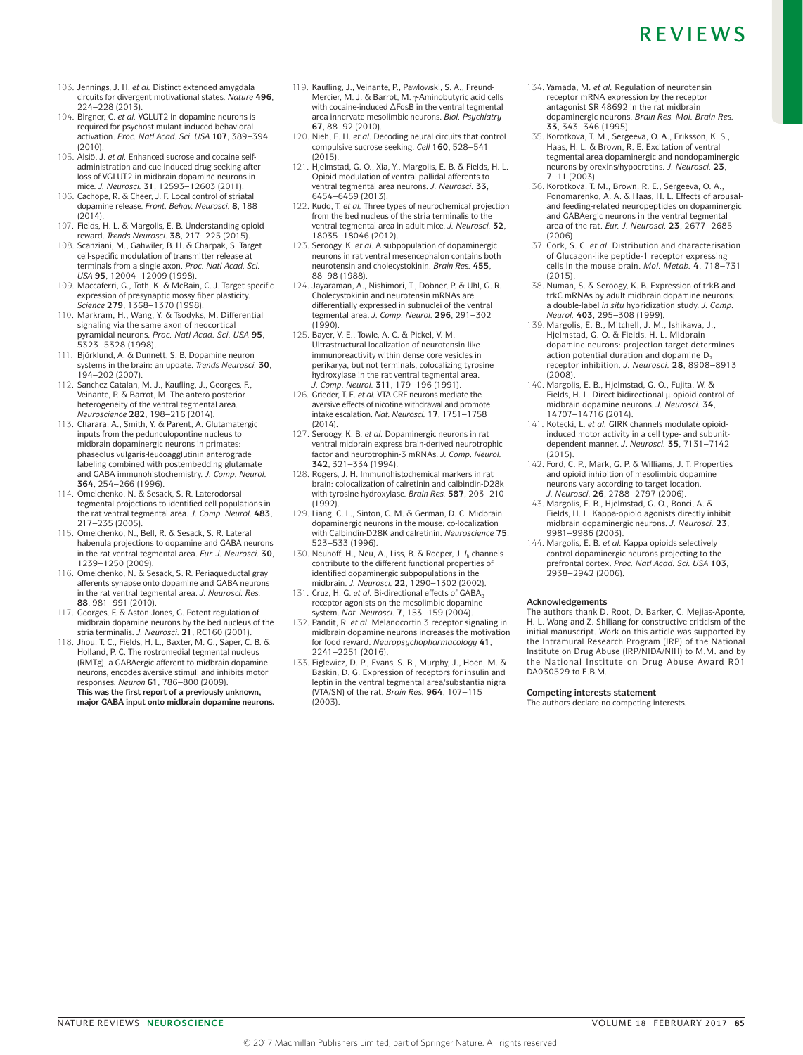103. Jennings, J. H. *et al.* Distinct extended amygdala circuits for divergent motivational states. *Nature* **496**, 224–228 (2013).
104. Birgner, C. *et al.* VGLUT2 in dopamine neurons is required for psychostimulant-induced behavioral activation. *Proc. Natl Acad. Sci. USA* **107**, 389–394 (2010).
105. Alsiö, J. *et al.* Enhanced sucrose and cocaine self-administration and cue-induced drug seeking after loss of VGLUT2 in midbrain dopamine neurons in mice. *J. Neurosci.* **31**, 12593–12603 (2011).
106. Cachope, R. & Cheer, J. F. Local control of striatal dopamine release. *Front. Behav. Neurosci.* **8**, 188 (2014).
107. Fields, H. L. & Margolis, E. B. Understanding opioid reward. *Trends Neurosci.* **38**, 217–225 (2015).
108. Scanziani, M., Gahwiler, B. H. & Charpak, S. Target cell-specific modulation of transmitter release at terminals from a single axon. *Proc. Natl Acad. Sci. USA* **95**, 12004–12009 (1998).
109. Maccaferri, G., Toth, K. & McBain, C. J. Target-specific expression of presynaptic mossy fiber plasticity. *Science* **279**, 1368–1370 (1998).
110. Markram, H., Wang, Y. & Tsodyks, M. Differential signaling via the same axon of neocortical pyramidal neurons. *Proc. Natl Acad. Sci. USA* **95**, 5323–5328 (1998).
111. Björklund, A. & Dunnett, S. B. Dopamine neuron systems in the brain: an update. *Trends Neurosci.* **30**, 194–202 (2007).
112. Sanchez-Catalan, M. J., Kaufling, J., Georges, F., Veinante, P. & Barrot, M. The antero-posterior heterogeneity of the ventral tegmental area. *Neuroscience* **282**, 198–216 (2014).
113. Charara, A., Smith, Y. & Parent, A. Glutamatergic inputs from the pedunculopontine nucleus to midbrain dopaminergic neurons in primates: phaseolus vulgaris-leucoagglutinin anterograde labeling combined with postembedding glutamate and GABA immunohistochemistry. *J. Comp. Neurol.* **364**, 254–266 (1996).
114. Omelchenko, N. & Sesack, S. R. Laterodorsal tegmental projections to identified cell populations in the rat ventral tegmental area. *J. Comp. Neurol.* **483**, 217–235 (2005).
115. Omelchenko, N., Bell, R. & Sesack, S. R. Lateral habenula projections to dopamine and GABA neurons in the rat ventral tegmental area. *Eur. J. Neurosci.* **30**, 1239–1250 (2009).
116. Omelchenko, N. & Sesack, S. R. Periaqueductal gray afferents synapse onto dopamine and GABA neurons in the rat ventral tegmental area. *J. Neurosci. Res.* **88**, 981–991 (2010).
117. Georges, F. & Aston-Jones, G. Potent regulation of midbrain dopamine neurons by the bed nucleus of the stria terminalis. *J. Neurosci.* **21**, RC160 (2001).
118. Jhou, T. C., Fields, H. L., Baxter, M. G., Saper, C. B. & Holland, P. C. The rostromedial tegmental nucleus (RMTg), a GABAergic afferent to midbrain dopamine neurons, encodes aversive stimuli and inhibits motor responses. *Neuron* **61**, 786–800 (2009).
**This was the first report of a previously unknown, major GABA input onto midbrain dopamine neurons.**
119. Kaufling, J., Veinante, P., Pawlowski, S. A., Freund-Mercier, M. J. & Barrot, M. γ-Aminobutyric acid cells with cocaine-induced ΔFosB in the ventral tegmental area innervate mesolimbic neurons. *Biol. Psychiatry* **67**, 88–92 (2010).
120. Nieh, E. H. *et al.* Decoding neural circuits that control compulsive sucrose seeking. *Cell* **160**, 528–541 (2015).
121. Hjelmstad, G. O., Xia, Y., Margolis, E. B. & Fields, H. L. Opioid modulation of ventral pallidal afferents to ventral tegmental area neurons. *J. Neurosci.* **33**, 6454–6459 (2013).
122. Kudo, T. *et al.* Three types of neurochemical projection from the bed nucleus of the stria terminalis to the ventral tegmental area in adult mice. *J. Neurosci.* **32**, 18035–18046 (2012).
123. Seroogy, K. *et al.* A subpopulation of dopaminergic neurons in rat ventral mesencephalon contains both neurotensin and cholecystokinin. *Brain Res.* **455**, 88–98 (1988).
124. Jayaraman, A., Nishimori, T., Dobner, P. & Uhl, G. R. Cholecystokinin and neurotensin mRNAs are differentially expressed in subnuclei of the ventral tegmental area. *J. Comp. Neurol.* **296**, 291–302 (1990).
125. Bayer, V. E., Towle, A. C. & Pickel, V. M. Ultrastructural localization of neurotensin-like immunoreactivity within dense core vesicles in perikarya, but not terminals, colocalizing tyrosine hydroxylase in the rat ventral tegmental area. *J. Comp. Neurol.* **311**, 179–196 (1991).
126. Grieder, T. E. *et al.* VTA CRF neurons mediate the aversive effects of nicotine withdrawal and promote intake escalation. *Nat. Neurosci.* **17**, 1751–1758 (2014).
127. Seroogy, K. B. *et al.* Dopaminergic neurons in rat ventral midbrain express brain-derived neurotrophic factor and neurotrophin-3 mRNAs. *J. Comp. Neurol.* **342**, 321–334 (1994).
128. Rogers, J. H. Immunohistochemical markers in rat brain: colocalization of calretinin and calbindin-D28k with tyrosine hydroxylase. *Brain Res.* **587**, 203–210 (1992).
129. Liang, C. L., Sinton, C. M. & German, D. C. Midbrain dopaminergic neurons in the mouse: co-localization with Calbindin-D28K and calretinin. *Neuroscience* **75**, 523–533 (1996).
130. Neuhoff, H., Neu, A., Liss, B. & Roeper, J. $I_h$ channels contribute to the different functional properties of identified dopaminergic subpopulations in the midbrain. *J. Neurosci.* **22**, 1290–1302 (2002).
131. Cruz, H. G. *et al.* Bi-directional effects of $GABA_B$ receptor agonists on the mesolimbic dopamine system. *Nat. Neurosci.* **7**, 153–159 (2004).
132. Pandit, R. *et al.* Melanocortin 3 receptor signaling in midbrain dopamine neurons increases the motivation for food reward. *Neuropsychopharmacology* **41**, 2241–2251 (2016).
133. Figlewicz, D. P., Evans, S. B., Murphy, J., Hoen, M. & Baskin, D. G. Expression of receptors for insulin and leptin in the ventral tegmental area/substantia nigra (VTA/SN) of the rat. *Brain Res.* **964**, 107–115 (2003).
134. Yamada, M. *et al.* Regulation of neurotensin receptor mRNA expression by the receptor antagonist SR 48692 in the rat midbrain dopaminergic neurons. *Brain Res. Mol. Brain Res.* **33**, 343–346 (1995).
135. Korotkova, T. M., Sergeeva, O. A., Eriksson, K. S., Haas, H. L. & Brown, R. E. Excitation of ventral tegmental area dopaminergic and nondopaminergic neurons by orexins/hypocretins. *J. Neurosci.* **23**, 7–11 (2003).
136. Korotkova, T. M., Brown, R. E., Sergeeva, O. A., Ponomarenko, A. A. & Haas, H. L. Effects of arousal- and feeding-related neuropeptides on dopaminergic and GABAergic neurons in the ventral tegmental area of the rat. *Eur. J. Neurosci.* **23**, 2677–2685 (2006).
137. Cork, S. C. *et al.* Distribution and characterisation of Glucagon-like peptide-1 receptor expressing cells in the mouse brain. *Mol. Metab.* **4**, 718–731 (2015).
138. Numan, S. & Seroogy, K. B. Expression of trkB and trkC mRNAs by adult midbrain dopamine neurons: a double-label *in situ* hybridization study. *J. Comp. Neurol.* **403**, 295–308 (1999).
139. Margolis, E. B., Mitchell, J. M., Ishikawa, J., Hjelmstad, G. O. & Fields, H. L. Midbrain dopamine neurons: projection target determines action potential duration and dopamine $D_2$ receptor inhibition. *J. Neurosci.* **28**, 8908–8913 (2008).
140. Margolis, E. B., Hjelmstad, G. O., Fujita, W. & Fields, H. L. Direct bidirectional μ-opioid control of midbrain dopamine neurons. *J. Neurosci.* **34**, 14707–14716 (2014).
141. Kotecki, L. *et al.* GIRK channels modulate opioid-induced motor activity in a cell type- and subunit-dependent manner. *J. Neurosci.* **35**, 7131–7142 (2015).
142. Ford, C. P., Mark, G. P. & Williams, J. T. Properties and opioid inhibition of mesolimbic dopamine neurons vary according to target location. *J. Neurosci.* **26**, 2788–2797 (2006).
143. Margolis, E. B., Hjelmstad, G. O., Bonci, A. & Fields, H. L. Kappa-opioid agonists directly inhibit midbrain dopaminergic neurons. *J. Neurosci.* **23**, 9981–9986 (2003).
144. Margolis, E. B. *et al.* Kappa opioids selectively control dopaminergic neurons projecting to the prefrontal cortex. *Proc. Natl Acad. Sci. USA* **103**, 2938–2942 (2006).

#### Acknowledgements
The authors thank D. Root, D. Barker, C. Mejias-Aponte, H.-L. Wang and Z. Shiliang for constructive criticism of the initial manuscript. Work on this article was supported by the Intramural Research Program (IRP) of the National Institute on Drug Abuse (IRP/NIDA/NIH) to M.M. and by the National Institute on Drug Abuse Award R01 DA030529 to E.B.M.

#### Competing interests statement
The authors declare no competing interests.